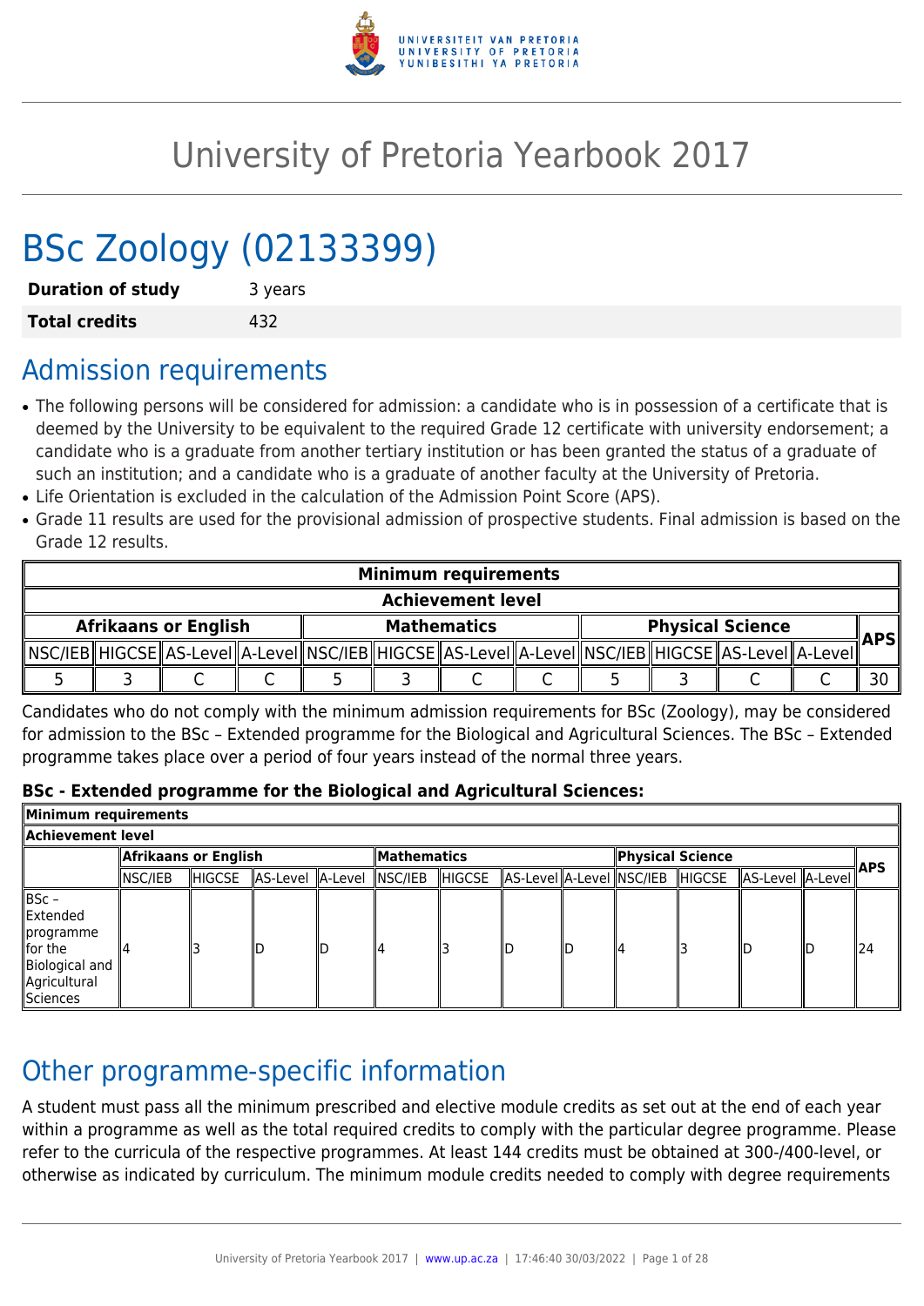# University of Pretoria Yearbook 2017

# BSc Zoology (02133399)

| | |
|---|---|
| **Duration of study** | 3 years |
| **Total credits** | 432 |

## Admission requirements

- The following persons will be considered for admission: a candidate who is in possession of a certificate that is deemed by the University to be equivalent to the required Grade 12 certificate with university endorsement; a candidate who is a graduate from another tertiary institution or has been granted the status of a graduate of such an institution; and a candidate who is a graduate of another faculty at the University of Pretoria.
- Life Orientation is excluded in the calculation of the Admission Point Score (APS).
- Grade 11 results are used for the provisional admission of prospective students. Final admission is based on the Grade 12 results.

| Minimum requirements | | | | | | | | | | | | |
|---|---|---|---|---|---|---|---|---|---|---|---|---|
| Achievement level | | | | | | | | | | | | |
| Afrikaans or English | | | | Mathematics | | | | Physical Science | | | | APS |
| NSC/IEB | HIGCSE | AS-Level | A-Level | NSC/IEB | HIGCSE | AS-Level | A-Level | NSC/IEB | HIGCSE | AS-Level | A-Level | |
| 5 | 3 | C | C | 5 | 3 | C | C | 5 | 3 | C | C | 30 |

Candidates who do not comply with the minimum admission requirements for BSc (Zoology), may be considered for admission to the BSc – Extended programme for the Biological and Agricultural Sciences. The BSc – Extended programme takes place over a period of four years instead of the normal three years.

**BSc - Extended programme for the Biological and Agricultural Sciences:**

| Minimum requirements | | | | | | | | | | | | | |
|---|---|---|---|---|---|---|---|---|---|---|---|---|---|
| Achievement level | | | | | | | | | | | | | |
| | Afrikaans or English | | | | Mathematics | | | | Physical Science | | | | APS |
| | NSC/IEB | HIGCSE | AS-Level | A-Level | NSC/IEB | HIGCSE | AS-Level | A-Level | NSC/IEB | HIGCSE | AS-Level | A-Level | |
| BSc – Extended programme for the Biological and Agricultural Sciences | 4 | 3 | D | D | 4 | 3 | D | D | 4 | 3 | D | D | 24 |

## Other programme-specific information

A student must pass all the minimum prescribed and elective module credits as set out at the end of each year within a programme as well as the total required credits to comply with the particular degree programme. Please refer to the curricula of the respective programmes. At least 144 credits must be obtained at 300-/400-level, or otherwise as indicated by curriculum. The minimum module credits needed to comply with degree requirements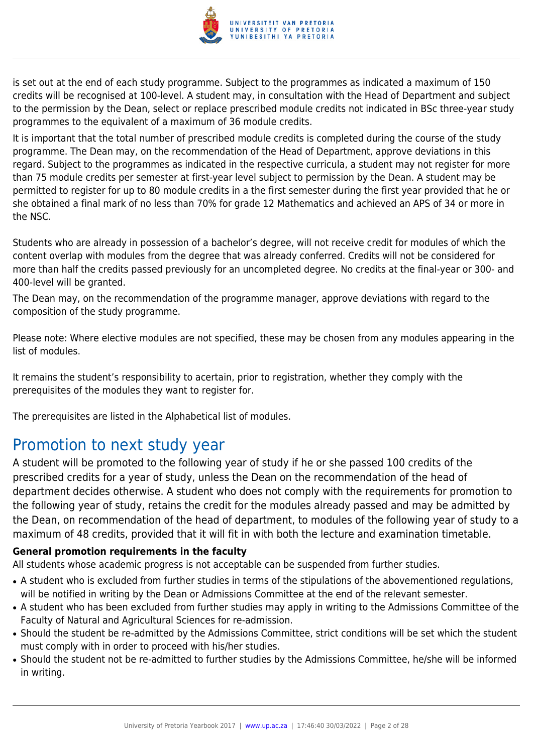is set out at the end of each study programme. Subject to the programmes as indicated a maximum of 150 credits will be recognised at 100-level. A student may, in consultation with the Head of Department and subject to the permission by the Dean, select or replace prescribed module credits not indicated in BSc three-year study programmes to the equivalent of a maximum of 36 module credits.

It is important that the total number of prescribed module credits is completed during the course of the study programme. The Dean may, on the recommendation of the Head of Department, approve deviations in this regard. Subject to the programmes as indicated in the respective curricula, a student may not register for more than 75 module credits per semester at first-year level subject to permission by the Dean. A student may be permitted to register for up to 80 module credits in a the first semester during the first year provided that he or she obtained a final mark of no less than 70% for grade 12 Mathematics and achieved an APS of 34 or more in the NSC.

Students who are already in possession of a bachelor's degree, will not receive credit for modules of which the content overlap with modules from the degree that was already conferred. Credits will not be considered for more than half the credits passed previously for an uncompleted degree. No credits at the final-year or 300- and 400-level will be granted.

The Dean may, on the recommendation of the programme manager, approve deviations with regard to the composition of the study programme.

Please note: Where elective modules are not specified, these may be chosen from any modules appearing in the list of modules.

It remains the student's responsibility to acertain, prior to registration, whether they comply with the prerequisites of the modules they want to register for.

The prerequisites are listed in the Alphabetical list of modules.

# Promotion to next study year

A student will be promoted to the following year of study if he or she passed 100 credits of the prescribed credits for a year of study, unless the Dean on the recommendation of the head of department decides otherwise. A student who does not comply with the requirements for promotion to the following year of study, retains the credit for the modules already passed and may be admitted by the Dean, on recommendation of the head of department, to modules of the following year of study to a maximum of 48 credits, provided that it will fit in with both the lecture and examination timetable.

**General promotion requirements in the faculty**

All students whose academic progress is not acceptable can be suspended from further studies.

- A student who is excluded from further studies in terms of the stipulations of the abovementioned regulations, will be notified in writing by the Dean or Admissions Committee at the end of the relevant semester.
- A student who has been excluded from further studies may apply in writing to the Admissions Committee of the Faculty of Natural and Agricultural Sciences for re-admission.
- Should the student be re-admitted by the Admissions Committee, strict conditions will be set which the student must comply with in order to proceed with his/her studies.
- Should the student not be re-admitted to further studies by the Admissions Committee, he/she will be informed in writing.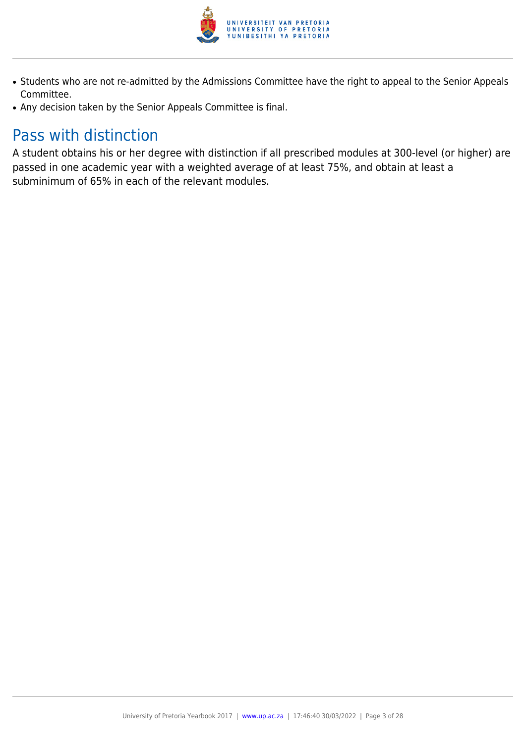- Students who are not re-admitted by the Admissions Committee have the right to appeal to the Senior Appeals Committee.
- Any decision taken by the Senior Appeals Committee is final.

## Pass with distinction

A student obtains his or her degree with distinction if all prescribed modules at 300-level (or higher) are passed in one academic year with a weighted average of at least 75%, and obtain at least a subminimum of 65% in each of the relevant modules.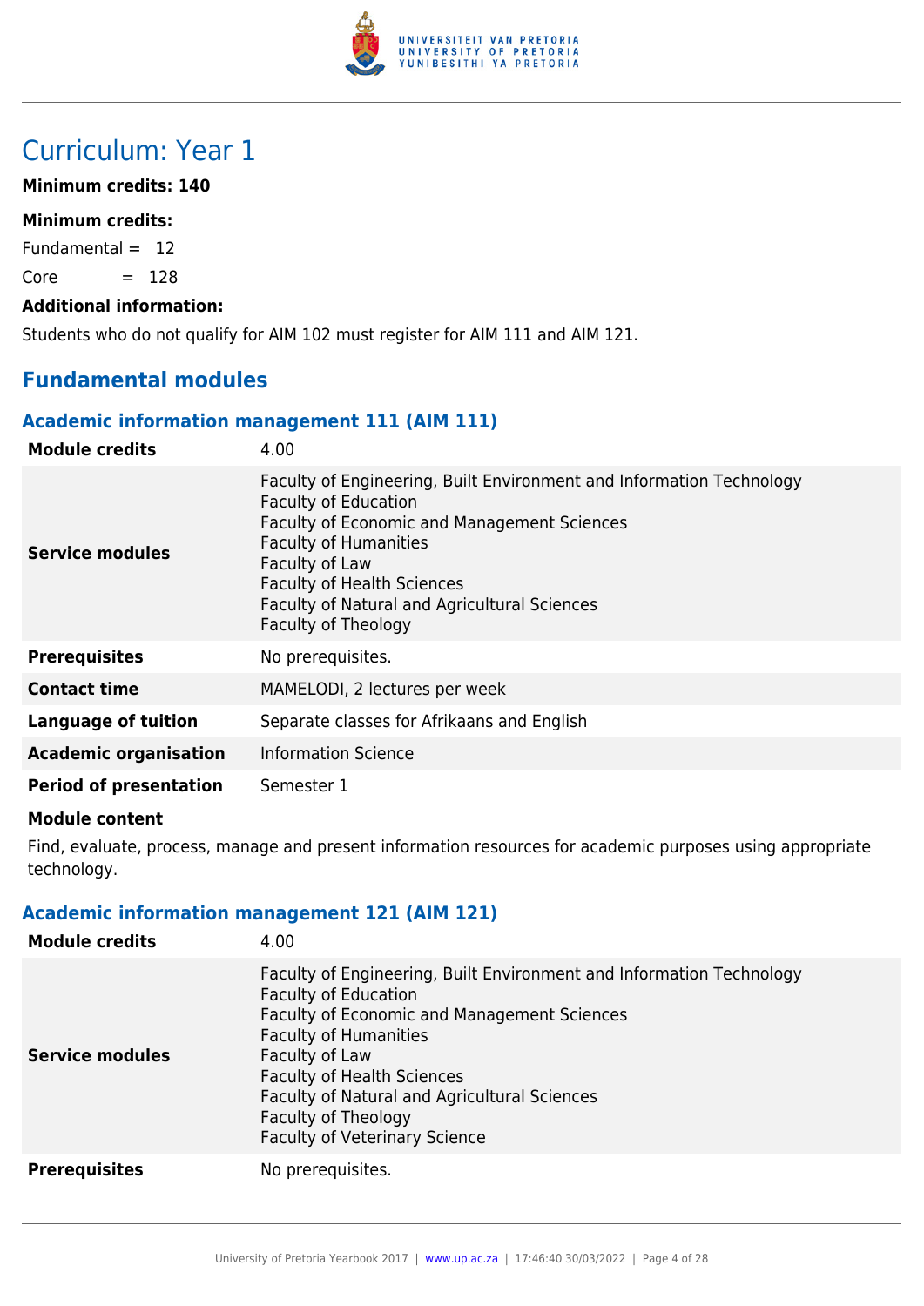# Curriculum: Year 1

**Minimum credits: 140**

**Minimum credits:**

Fundamental = 12

Core = 128

**Additional information:**

Students who do not qualify for AIM 102 must register for AIM 111 and AIM 121.

## Fundamental modules

### Academic information management 111 (AIM 111)

| | |
|---|---|
| **Module credits** | 4.00 |
| **Service modules** | Faculty of Engineering, Built Environment and Information Technology<br>Faculty of Education<br>Faculty of Economic and Management Sciences<br>Faculty of Humanities<br>Faculty of Law<br>Faculty of Health Sciences<br>Faculty of Natural and Agricultural Sciences<br>Faculty of Theology |
| **Prerequisites** | No prerequisites. |
| **Contact time** | MAMELODI, 2 lectures per week |
| **Language of tuition** | Separate classes for Afrikaans and English |
| **Academic organisation** | Information Science |
| **Period of presentation** | Semester 1 |

**Module content**

Find, evaluate, process, manage and present information resources for academic purposes using appropriate technology.

### Academic information management 121 (AIM 121)

| | |
|---|---|
| **Module credits** | 4.00 |
| **Service modules** | Faculty of Engineering, Built Environment and Information Technology<br>Faculty of Education<br>Faculty of Economic and Management Sciences<br>Faculty of Humanities<br>Faculty of Law<br>Faculty of Health Sciences<br>Faculty of Natural and Agricultural Sciences<br>Faculty of Theology<br>Faculty of Veterinary Science |
| **Prerequisites** | No prerequisites. |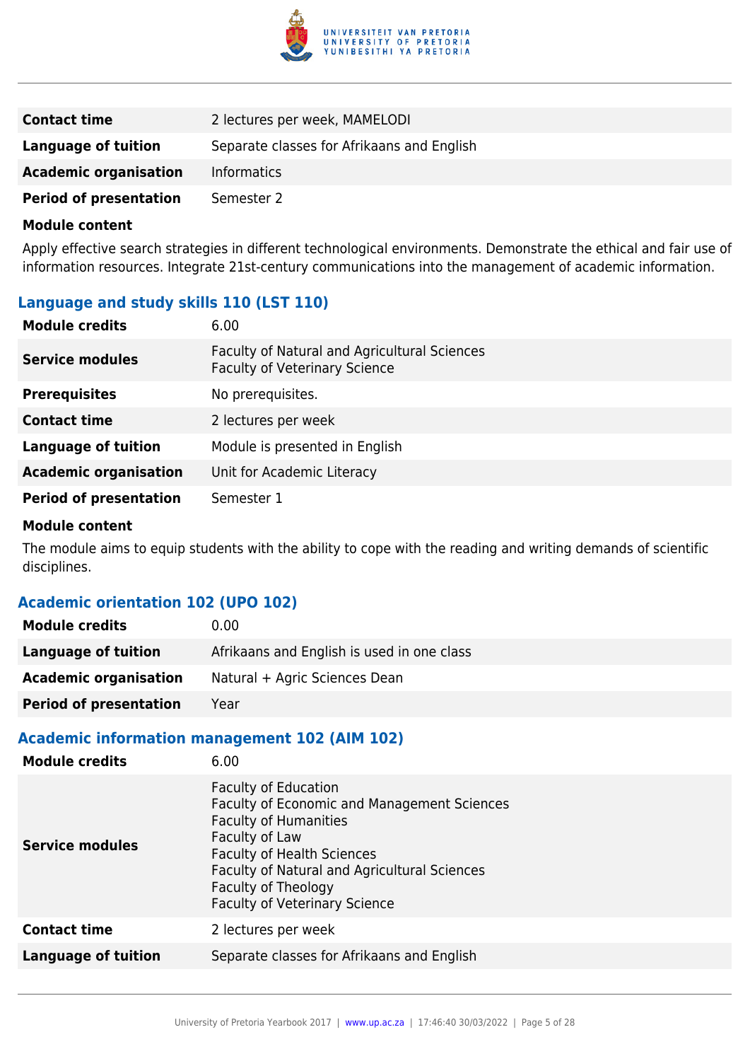| | |
|---|---|
| **Contact time** | 2 lectures per week, MAMELODI |
| **Language of tuition** | Separate classes for Afrikaans and English |
| **Academic organisation** | Informatics |
| **Period of presentation** | Semester 2 |

**Module content**

Apply effective search strategies in different technological environments. Demonstrate the ethical and fair use of information resources. Integrate 21st-century communications into the management of academic information.

### Language and study skills 110 (LST 110)

| | |
|---|---|
| **Module credits** | 6.00 |
| **Service modules** | Faculty of Natural and Agricultural Sciences<br>Faculty of Veterinary Science |
| **Prerequisites** | No prerequisites. |
| **Contact time** | 2 lectures per week |
| **Language of tuition** | Module is presented in English |
| **Academic organisation** | Unit for Academic Literacy |
| **Period of presentation** | Semester 1 |

**Module content**

The module aims to equip students with the ability to cope with the reading and writing demands of scientific disciplines.

### Academic orientation 102 (UPO 102)

| | |
|---|---|
| **Module credits** | 0.00 |
| **Language of tuition** | Afrikaans and English is used in one class |
| **Academic organisation** | Natural + Agric Sciences Dean |
| **Period of presentation** | Year |

### Academic information management 102 (AIM 102)

| | |
|---|---|
| **Module credits** | 6.00 |
| **Service modules** | Faculty of Education<br>Faculty of Economic and Management Sciences<br>Faculty of Humanities<br>Faculty of Law<br>Faculty of Health Sciences<br>Faculty of Natural and Agricultural Sciences<br>Faculty of Theology<br>Faculty of Veterinary Science |
| **Contact time** | 2 lectures per week |
| **Language of tuition** | Separate classes for Afrikaans and English |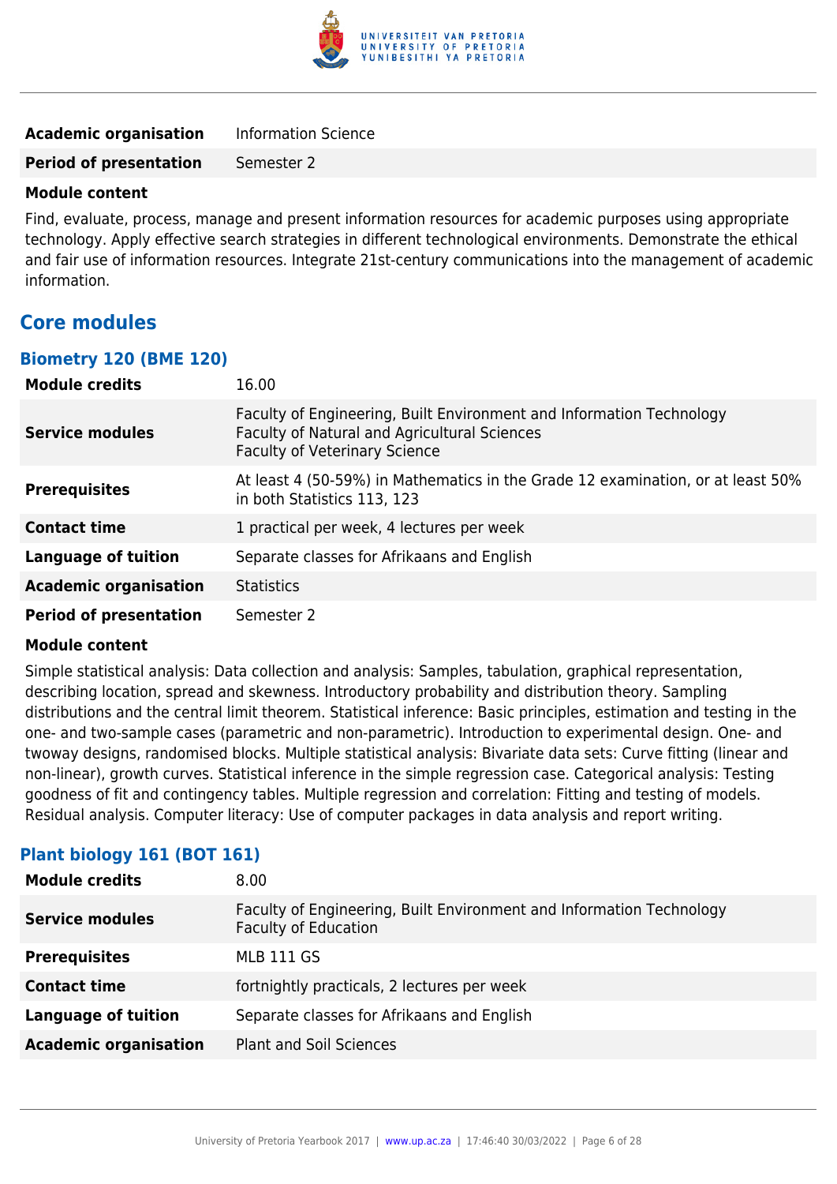| | |
|---|---|
| **Academic organisation** | Information Science |
| **Period of presentation** | Semester 2 |

**Module content**

Find, evaluate, process, manage and present information resources for academic purposes using appropriate technology. Apply effective search strategies in different technological environments. Demonstrate the ethical and fair use of information resources. Integrate 21st-century communications into the management of academic information.

## Core modules

### Biometry 120 (BME 120)

| | |
|---|---|
| **Module credits** | 16.00 |
| **Service modules** | Faculty of Engineering, Built Environment and Information Technology<br>Faculty of Natural and Agricultural Sciences<br>Faculty of Veterinary Science |
| **Prerequisites** | At least 4 (50-59%) in Mathematics in the Grade 12 examination, or at least 50% in both Statistics 113, 123 |
| **Contact time** | 1 practical per week, 4 lectures per week |
| **Language of tuition** | Separate classes for Afrikaans and English |
| **Academic organisation** | Statistics |
| **Period of presentation** | Semester 2 |

**Module content**

Simple statistical analysis: Data collection and analysis: Samples, tabulation, graphical representation, describing location, spread and skewness. Introductory probability and distribution theory. Sampling distributions and the central limit theorem. Statistical inference: Basic principles, estimation and testing in the one- and two-sample cases (parametric and non-parametric). Introduction to experimental design. One- and twoway designs, randomised blocks. Multiple statistical analysis: Bivariate data sets: Curve fitting (linear and non-linear), growth curves. Statistical inference in the simple regression case. Categorical analysis: Testing goodness of fit and contingency tables. Multiple regression and correlation: Fitting and testing of models. Residual analysis. Computer literacy: Use of computer packages in data analysis and report writing.

### Plant biology 161 (BOT 161)

| | |
|---|---|
| **Module credits** | 8.00 |
| **Service modules** | Faculty of Engineering, Built Environment and Information Technology<br>Faculty of Education |
| **Prerequisites** | MLB 111 GS |
| **Contact time** | fortnightly practicals, 2 lectures per week |
| **Language of tuition** | Separate classes for Afrikaans and English |
| **Academic organisation** | Plant and Soil Sciences |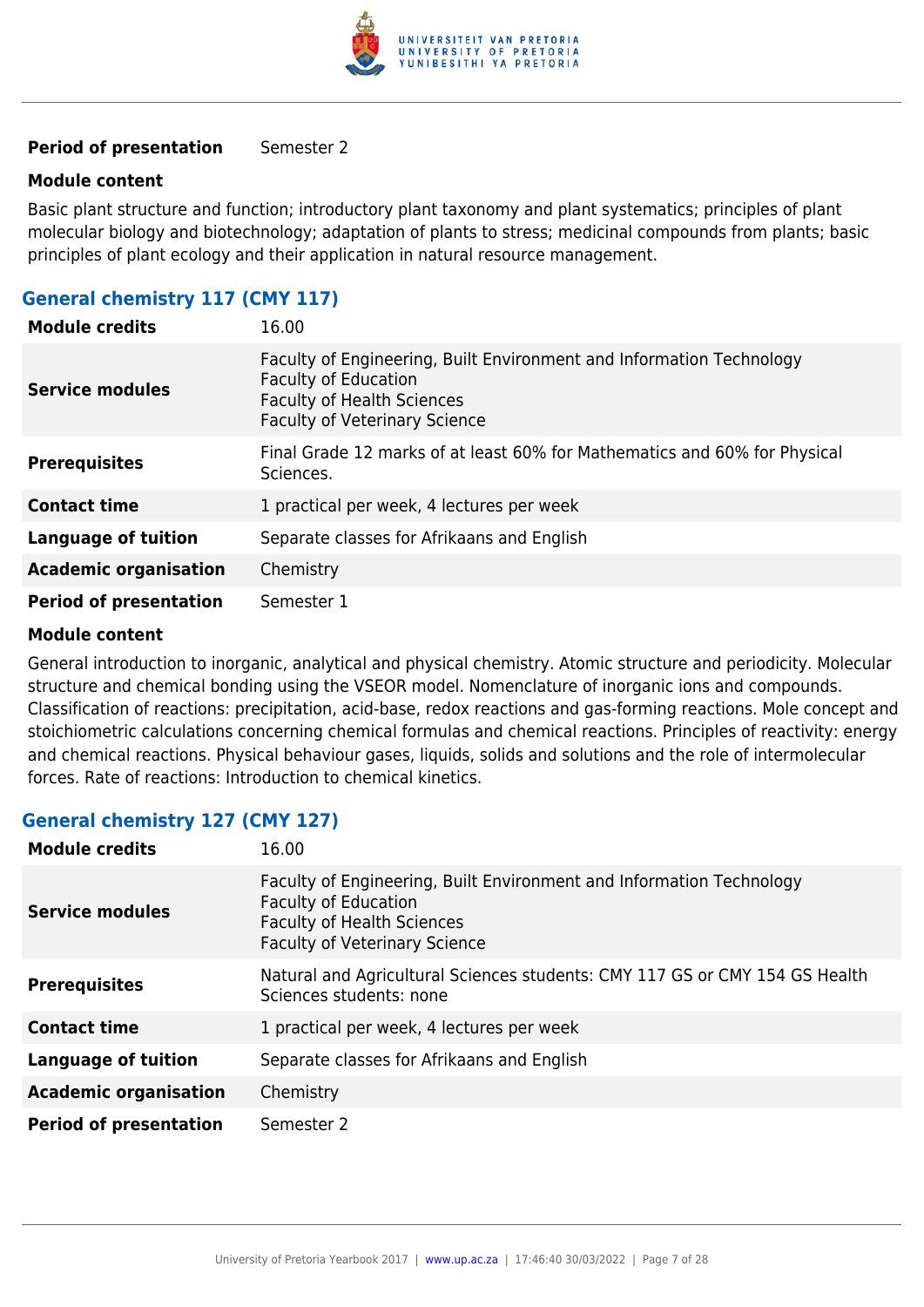| | |
|---|---|
| **Period of presentation** | Semester 2 |

**Module content**

Basic plant structure and function; introductory plant taxonomy and plant systematics; principles of plant molecular biology and biotechnology; adaptation of plants to stress; medicinal compounds from plants; basic principles of plant ecology and their application in natural resource management.

### General chemistry 117 (CMY 117)

| | |
|---|---|
| **Module credits** | 16.00 |
| **Service modules** | Faculty of Engineering, Built Environment and Information Technology<br>Faculty of Education<br>Faculty of Health Sciences<br>Faculty of Veterinary Science |
| **Prerequisites** | Final Grade 12 marks of at least 60% for Mathematics and 60% for Physical Sciences. |
| **Contact time** | 1 practical per week, 4 lectures per week |
| **Language of tuition** | Separate classes for Afrikaans and English |
| **Academic organisation** | Chemistry |
| **Period of presentation** | Semester 1 |

**Module content**

General introduction to inorganic, analytical and physical chemistry. Atomic structure and periodicity. Molecular structure and chemical bonding using the VSEOR model. Nomenclature of inorganic ions and compounds. Classification of reactions: precipitation, acid-base, redox reactions and gas-forming reactions. Mole concept and stoichiometric calculations concerning chemical formulas and chemical reactions. Principles of reactivity: energy and chemical reactions. Physical behaviour gases, liquids, solids and solutions and the role of intermolecular forces. Rate of reactions: Introduction to chemical kinetics.

### General chemistry 127 (CMY 127)

| | |
|---|---|
| **Module credits** | 16.00 |
| **Service modules** | Faculty of Engineering, Built Environment and Information Technology<br>Faculty of Education<br>Faculty of Health Sciences<br>Faculty of Veterinary Science |
| **Prerequisites** | Natural and Agricultural Sciences students: CMY 117 GS or CMY 154 GS Health Sciences students: none |
| **Contact time** | 1 practical per week, 4 lectures per week |
| **Language of tuition** | Separate classes for Afrikaans and English |
| **Academic organisation** | Chemistry |
| **Period of presentation** | Semester 2 |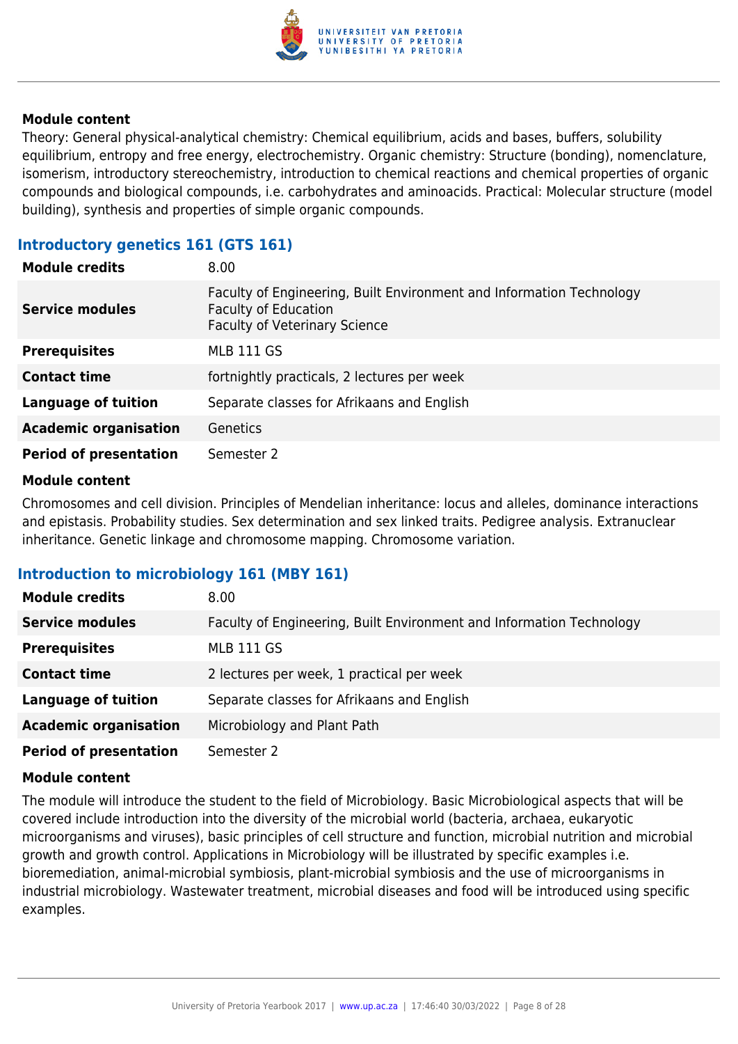#### Module content

Theory: General physical-analytical chemistry: Chemical equilibrium, acids and bases, buffers, solubility equilibrium, entropy and free energy, electrochemistry. Organic chemistry: Structure (bonding), nomenclature, isomerism, introductory stereochemistry, introduction to chemical reactions and chemical properties of organic compounds and biological compounds, i.e. carbohydrates and aminoacids. Practical: Molecular structure (model building), synthesis and properties of simple organic compounds.

### Introductory genetics 161 (GTS 161)

| | |
|---|---|
| **Module credits** | 8.00 |
| **Service modules** | Faculty of Engineering, Built Environment and Information Technology<br>Faculty of Education<br>Faculty of Veterinary Science |
| **Prerequisites** | MLB 111 GS |
| **Contact time** | fortnightly practicals, 2 lectures per week |
| **Language of tuition** | Separate classes for Afrikaans and English |
| **Academic organisation** | Genetics |
| **Period of presentation** | Semester 2 |

#### Module content

Chromosomes and cell division. Principles of Mendelian inheritance: locus and alleles, dominance interactions and epistasis. Probability studies. Sex determination and sex linked traits. Pedigree analysis. Extranuclear inheritance. Genetic linkage and chromosome mapping. Chromosome variation.

### Introduction to microbiology 161 (MBY 161)

| | |
|---|---|
| **Module credits** | 8.00 |
| **Service modules** | Faculty of Engineering, Built Environment and Information Technology |
| **Prerequisites** | MLB 111 GS |
| **Contact time** | 2 lectures per week, 1 practical per week |
| **Language of tuition** | Separate classes for Afrikaans and English |
| **Academic organisation** | Microbiology and Plant Path |
| **Period of presentation** | Semester 2 |

#### Module content

The module will introduce the student to the field of Microbiology. Basic Microbiological aspects that will be covered include introduction into the diversity of the microbial world (bacteria, archaea, eukaryotic microorganisms and viruses), basic principles of cell structure and function, microbial nutrition and microbial growth and growth control. Applications in Microbiology will be illustrated by specific examples i.e. bioremediation, animal-microbial symbiosis, plant-microbial symbiosis and the use of microorganisms in industrial microbiology. Wastewater treatment, microbial diseases and food will be introduced using specific examples.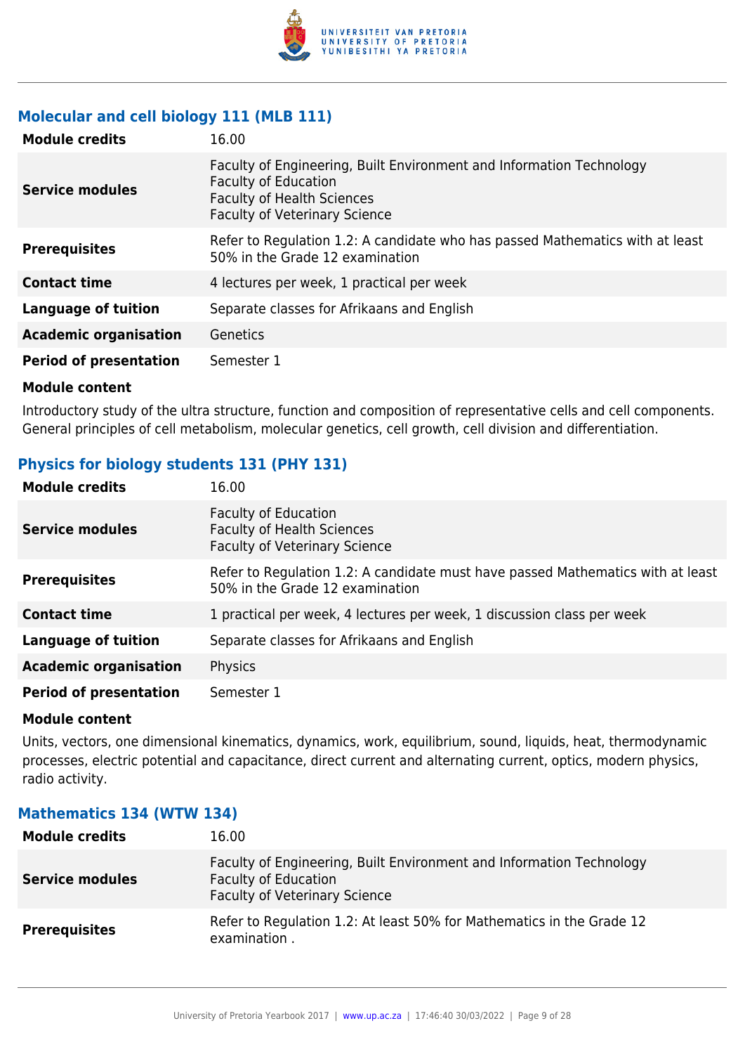### Molecular and cell biology 111 (MLB 111)

| | |
|---|---|
| **Module credits** | 16.00 |
| **Service modules** | Faculty of Engineering, Built Environment and Information Technology<br>Faculty of Education<br>Faculty of Health Sciences<br>Faculty of Veterinary Science |
| **Prerequisites** | Refer to Regulation 1.2: A candidate who has passed Mathematics with at least 50% in the Grade 12 examination |
| **Contact time** | 4 lectures per week, 1 practical per week |
| **Language of tuition** | Separate classes for Afrikaans and English |
| **Academic organisation** | Genetics |
| **Period of presentation** | Semester 1 |

**Module content**

Introductory study of the ultra structure, function and composition of representative cells and cell components. General principles of cell metabolism, molecular genetics, cell growth, cell division and differentiation.

### Physics for biology students 131 (PHY 131)

| | |
|---|---|
| **Module credits** | 16.00 |
| **Service modules** | Faculty of Education<br>Faculty of Health Sciences<br>Faculty of Veterinary Science |
| **Prerequisites** | Refer to Regulation 1.2: A candidate must have passed Mathematics with at least 50% in the Grade 12 examination |
| **Contact time** | 1 practical per week, 4 lectures per week, 1 discussion class per week |
| **Language of tuition** | Separate classes for Afrikaans and English |
| **Academic organisation** | Physics |
| **Period of presentation** | Semester 1 |

**Module content**

Units, vectors, one dimensional kinematics, dynamics, work, equilibrium, sound, liquids, heat, thermodynamic processes, electric potential and capacitance, direct current and alternating current, optics, modern physics, radio activity.

### Mathematics 134 (WTW 134)

| | |
|---|---|
| **Module credits** | 16.00 |
| **Service modules** | Faculty of Engineering, Built Environment and Information Technology<br>Faculty of Education<br>Faculty of Veterinary Science |
| **Prerequisites** | Refer to Regulation 1.2: At least 50% for Mathematics in the Grade 12 examination . |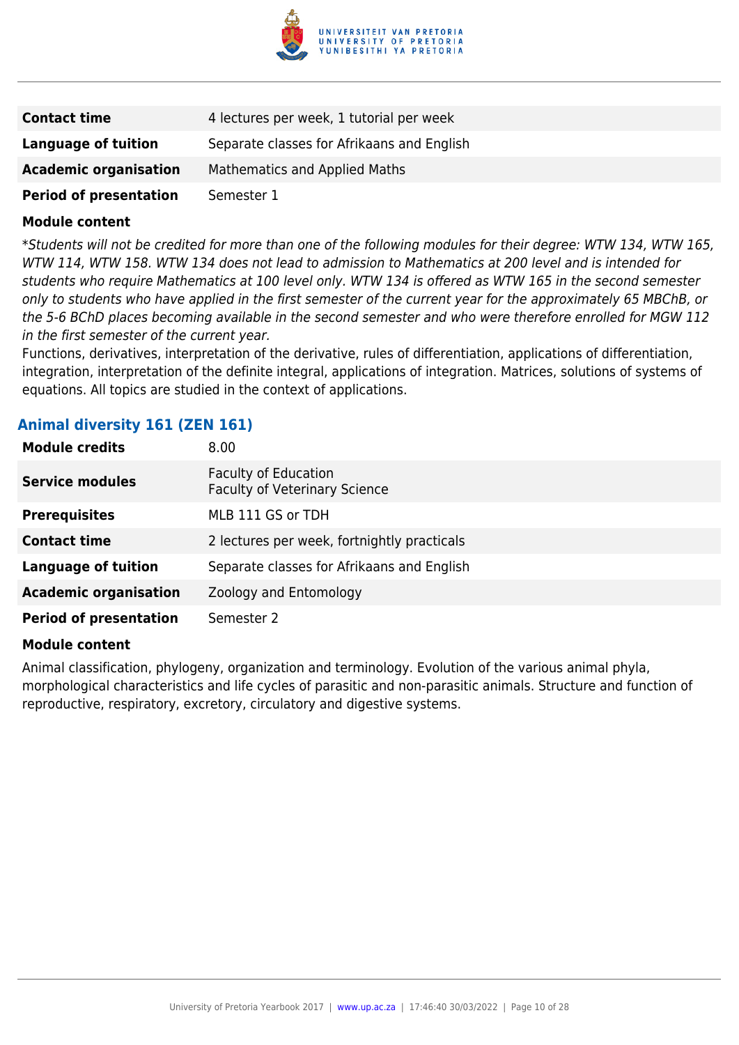| | |
|---|---|
| **Contact time** | 4 lectures per week, 1 tutorial per week |
| **Language of tuition** | Separate classes for Afrikaans and English |
| **Academic organisation** | Mathematics and Applied Maths |
| **Period of presentation** | Semester 1 |

**Module content**

*\*Students will not be credited for more than one of the following modules for their degree: WTW 134, WTW 165, WTW 114, WTW 158. WTW 134 does not lead to admission to Mathematics at 200 level and is intended for students who require Mathematics at 100 level only. WTW 134 is offered as WTW 165 in the second semester only to students who have applied in the first semester of the current year for the approximately 65 MBChB, or the 5-6 BChD places becoming available in the second semester and who were therefore enrolled for MGW 112 in the first semester of the current year.*

Functions, derivatives, interpretation of the derivative, rules of differentiation, applications of differentiation, integration, interpretation of the definite integral, applications of integration. Matrices, solutions of systems of equations. All topics are studied in the context of applications.

### Animal diversity 161 (ZEN 161)

| | |
|---|---|
| **Module credits** | 8.00 |
| **Service modules** | Faculty of Education<br>Faculty of Veterinary Science |
| **Prerequisites** | MLB 111 GS or TDH |
| **Contact time** | 2 lectures per week, fortnightly practicals |
| **Language of tuition** | Separate classes for Afrikaans and English |
| **Academic organisation** | Zoology and Entomology |
| **Period of presentation** | Semester 2 |

**Module content**

Animal classification, phylogeny, organization and terminology. Evolution of the various animal phyla, morphological characteristics and life cycles of parasitic and non-parasitic animals. Structure and function of reproductive, respiratory, excretory, circulatory and digestive systems.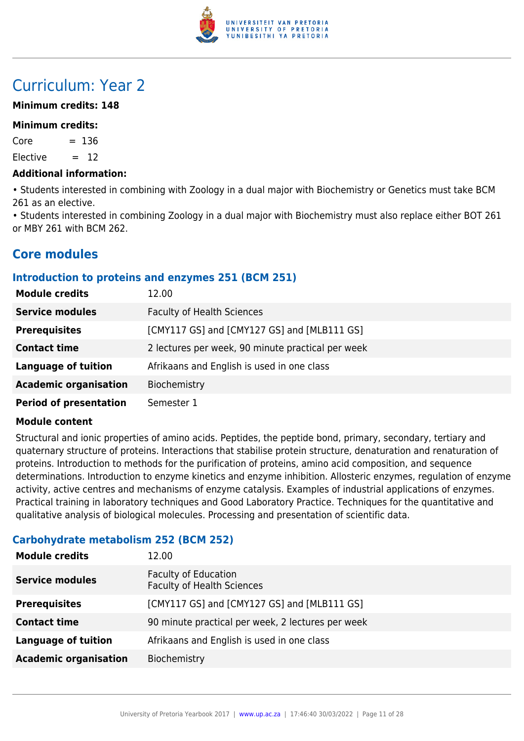# Curriculum: Year 2

**Minimum credits: 148**

**Minimum credits:**

Core = 136

Elective = 12

**Additional information:**

• Students interested in combining with Zoology in a dual major with Biochemistry or Genetics must take BCM 261 as an elective.

• Students interested in combining Zoology in a dual major with Biochemistry must also replace either BOT 261 or MBY 261 with BCM 262.

## Core modules

### Introduction to proteins and enzymes 251 (BCM 251)

| | |
|---|---|
| **Module credits** | 12.00 |
| **Service modules** | Faculty of Health Sciences |
| **Prerequisites** | [CMY117 GS] and [CMY127 GS] and [MLB111 GS] |
| **Contact time** | 2 lectures per week, 90 minute practical per week |
| **Language of tuition** | Afrikaans and English is used in one class |
| **Academic organisation** | Biochemistry |
| **Period of presentation** | Semester 1 |

**Module content**

Structural and ionic properties of amino acids. Peptides, the peptide bond, primary, secondary, tertiary and quaternary structure of proteins. Interactions that stabilise protein structure, denaturation and renaturation of proteins. Introduction to methods for the purification of proteins, amino acid composition, and sequence determinations. Introduction to enzyme kinetics and enzyme inhibition. Allosteric enzymes, regulation of enzyme activity, active centres and mechanisms of enzyme catalysis. Examples of industrial applications of enzymes. Practical training in laboratory techniques and Good Laboratory Practice. Techniques for the quantitative and qualitative analysis of biological molecules. Processing and presentation of scientific data.

### Carbohydrate metabolism 252 (BCM 252)

| | |
|---|---|
| **Module credits** | 12.00 |
| **Service modules** | Faculty of Education<br>Faculty of Health Sciences |
| **Prerequisites** | [CMY117 GS] and [CMY127 GS] and [MLB111 GS] |
| **Contact time** | 90 minute practical per week, 2 lectures per week |
| **Language of tuition** | Afrikaans and English is used in one class |
| **Academic organisation** | Biochemistry |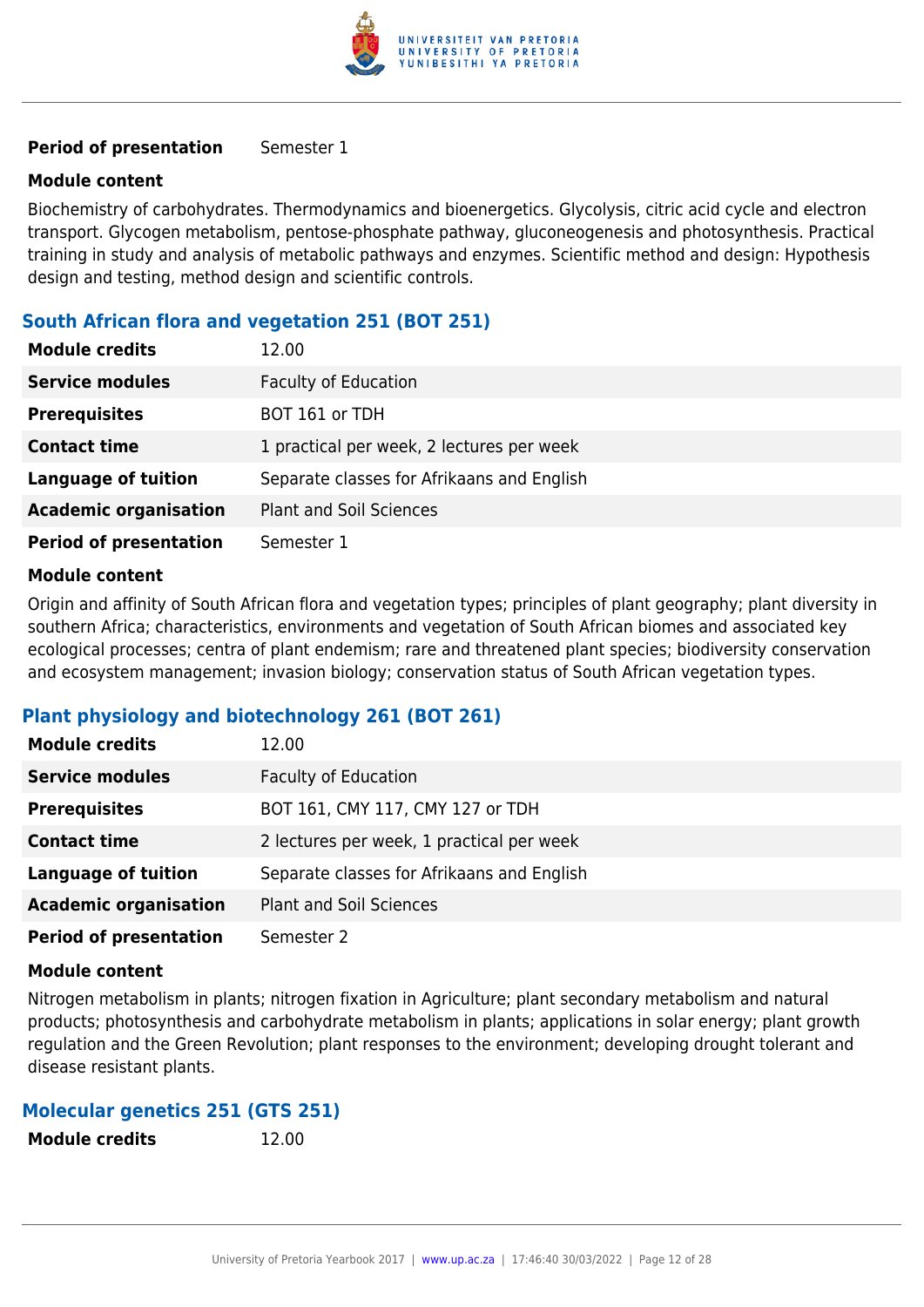| | |
|---|---|
| **Period of presentation** | Semester 1 |

**Module content**

Biochemistry of carbohydrates. Thermodynamics and bioenergetics. Glycolysis, citric acid cycle and electron transport. Glycogen metabolism, pentose-phosphate pathway, gluconeogenesis and photosynthesis. Practical training in study and analysis of metabolic pathways and enzymes. Scientific method and design: Hypothesis design and testing, method design and scientific controls.

### South African flora and vegetation 251 (BOT 251)

| | |
|---|---|
| **Module credits** | 12.00 |
| **Service modules** | Faculty of Education |
| **Prerequisites** | BOT 161 or TDH |
| **Contact time** | 1 practical per week, 2 lectures per week |
| **Language of tuition** | Separate classes for Afrikaans and English |
| **Academic organisation** | Plant and Soil Sciences |
| **Period of presentation** | Semester 1 |

**Module content**

Origin and affinity of South African flora and vegetation types; principles of plant geography; plant diversity in southern Africa; characteristics, environments and vegetation of South African biomes and associated key ecological processes; centra of plant endemism; rare and threatened plant species; biodiversity conservation and ecosystem management; invasion biology; conservation status of South African vegetation types.

### Plant physiology and biotechnology 261 (BOT 261)

| | |
|---|---|
| **Module credits** | 12.00 |
| **Service modules** | Faculty of Education |
| **Prerequisites** | BOT 161, CMY 117, CMY 127 or TDH |
| **Contact time** | 2 lectures per week, 1 practical per week |
| **Language of tuition** | Separate classes for Afrikaans and English |
| **Academic organisation** | Plant and Soil Sciences |
| **Period of presentation** | Semester 2 |

**Module content**

Nitrogen metabolism in plants; nitrogen fixation in Agriculture; plant secondary metabolism and natural products; photosynthesis and carbohydrate metabolism in plants; applications in solar energy; plant growth regulation and the Green Revolution; plant responses to the environment; developing drought tolerant and disease resistant plants.

### Molecular genetics 251 (GTS 251)

| | |
|---|---|
| **Module credits** | 12.00 |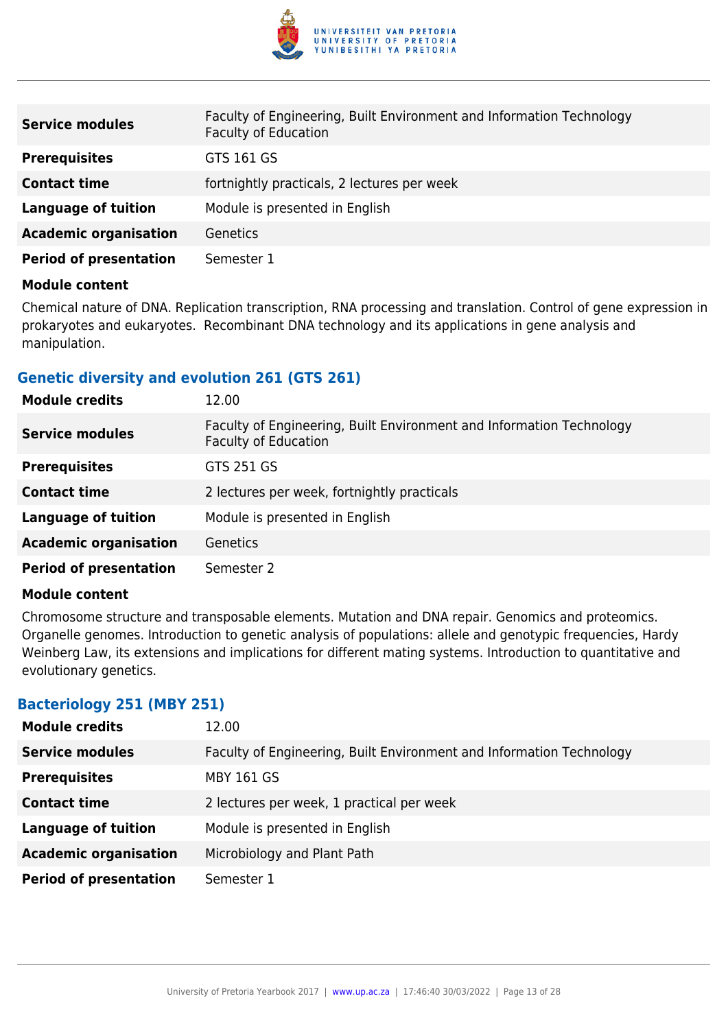| | |
|---|---|
| **Service modules** | Faculty of Engineering, Built Environment and Information Technology<br>Faculty of Education |
| **Prerequisites** | GTS 161 GS |
| **Contact time** | fortnightly practicals, 2 lectures per week |
| **Language of tuition** | Module is presented in English |
| **Academic organisation** | Genetics |
| **Period of presentation** | Semester 1 |

**Module content**

Chemical nature of DNA. Replication transcription, RNA processing and translation. Control of gene expression in prokaryotes and eukaryotes. Recombinant DNA technology and its applications in gene analysis and manipulation.

### Genetic diversity and evolution 261 (GTS 261)

| | |
|---|---|
| **Module credits** | 12.00 |
| **Service modules** | Faculty of Engineering, Built Environment and Information Technology<br>Faculty of Education |
| **Prerequisites** | GTS 251 GS |
| **Contact time** | 2 lectures per week, fortnightly practicals |
| **Language of tuition** | Module is presented in English |
| **Academic organisation** | Genetics |
| **Period of presentation** | Semester 2 |

**Module content**

Chromosome structure and transposable elements. Mutation and DNA repair. Genomics and proteomics. Organelle genomes. Introduction to genetic analysis of populations: allele and genotypic frequencies, Hardy Weinberg Law, its extensions and implications for different mating systems. Introduction to quantitative and evolutionary genetics.

### Bacteriology 251 (MBY 251)

| | |
|---|---|
| **Module credits** | 12.00 |
| **Service modules** | Faculty of Engineering, Built Environment and Information Technology |
| **Prerequisites** | MBY 161 GS |
| **Contact time** | 2 lectures per week, 1 practical per week |
| **Language of tuition** | Module is presented in English |
| **Academic organisation** | Microbiology and Plant Path |
| **Period of presentation** | Semester 1 |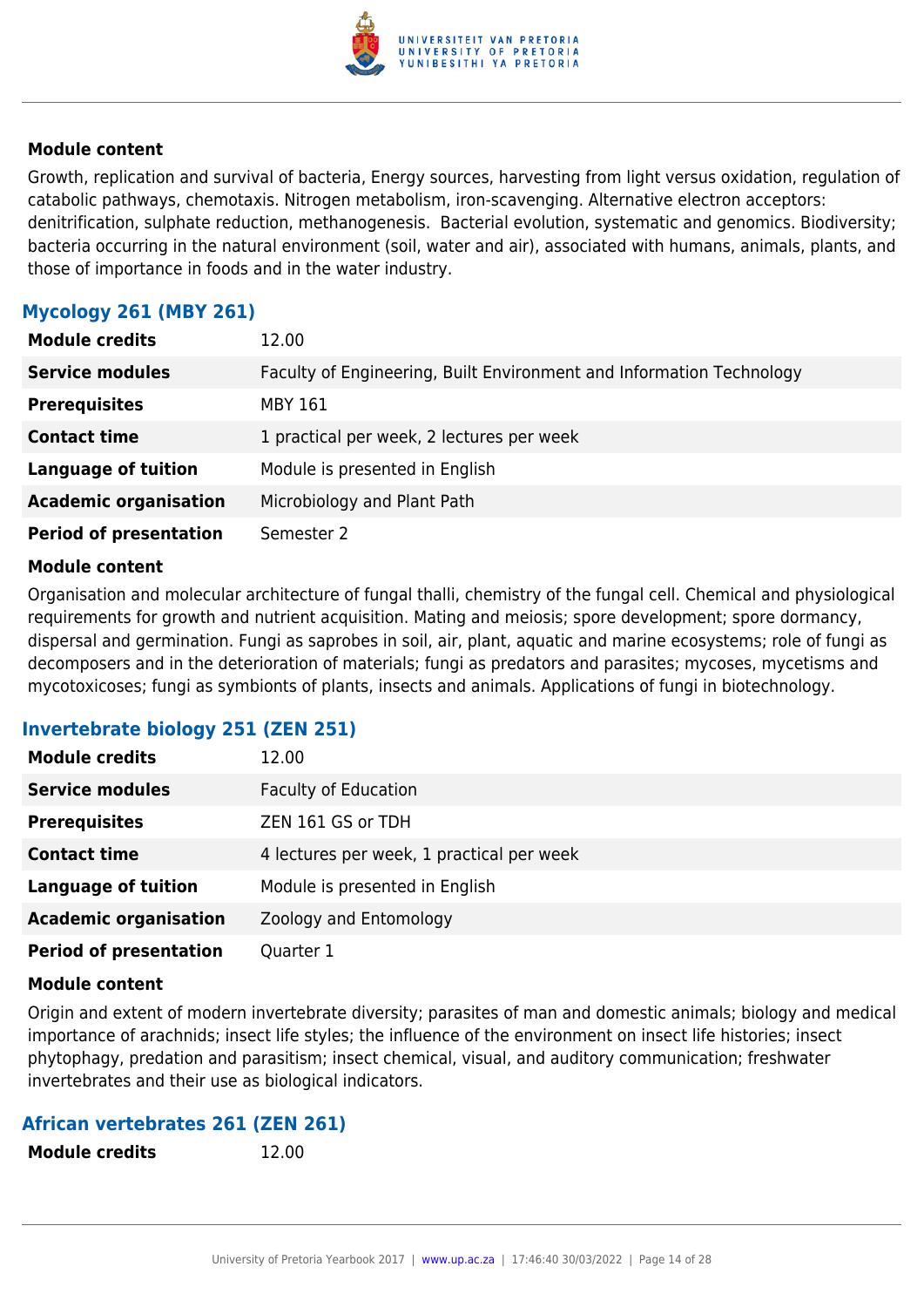#### Module content

Growth, replication and survival of bacteria, Energy sources, harvesting from light versus oxidation, regulation of catabolic pathways, chemotaxis. Nitrogen metabolism, iron-scavenging. Alternative electron acceptors: denitrification, sulphate reduction, methanogenesis. Bacterial evolution, systematic and genomics. Biodiversity; bacteria occurring in the natural environment (soil, water and air), associated with humans, animals, plants, and those of importance in foods and in the water industry.

### Mycology 261 (MBY 261)

| | |
|---|---|
| **Module credits** | 12.00 |
| **Service modules** | Faculty of Engineering, Built Environment and Information Technology |
| **Prerequisites** | MBY 161 |
| **Contact time** | 1 practical per week, 2 lectures per week |
| **Language of tuition** | Module is presented in English |
| **Academic organisation** | Microbiology and Plant Path |
| **Period of presentation** | Semester 2 |

#### Module content

Organisation and molecular architecture of fungal thalli, chemistry of the fungal cell. Chemical and physiological requirements for growth and nutrient acquisition. Mating and meiosis; spore development; spore dormancy, dispersal and germination. Fungi as saprobes in soil, air, plant, aquatic and marine ecosystems; role of fungi as decomposers and in the deterioration of materials; fungi as predators and parasites; mycoses, mycetisms and mycotoxicoses; fungi as symbionts of plants, insects and animals. Applications of fungi in biotechnology.

### Invertebrate biology 251 (ZEN 251)

| | |
|---|---|
| **Module credits** | 12.00 |
| **Service modules** | Faculty of Education |
| **Prerequisites** | ZEN 161 GS or TDH |
| **Contact time** | 4 lectures per week, 1 practical per week |
| **Language of tuition** | Module is presented in English |
| **Academic organisation** | Zoology and Entomology |
| **Period of presentation** | Quarter 1 |

#### Module content

Origin and extent of modern invertebrate diversity; parasites of man and domestic animals; biology and medical importance of arachnids; insect life styles; the influence of the environment on insect life histories; insect phytophagy, predation and parasitism; insect chemical, visual, and auditory communication; freshwater invertebrates and their use as biological indicators.

### African vertebrates 261 (ZEN 261)

| | |
|---|---|
| **Module credits** | 12.00 |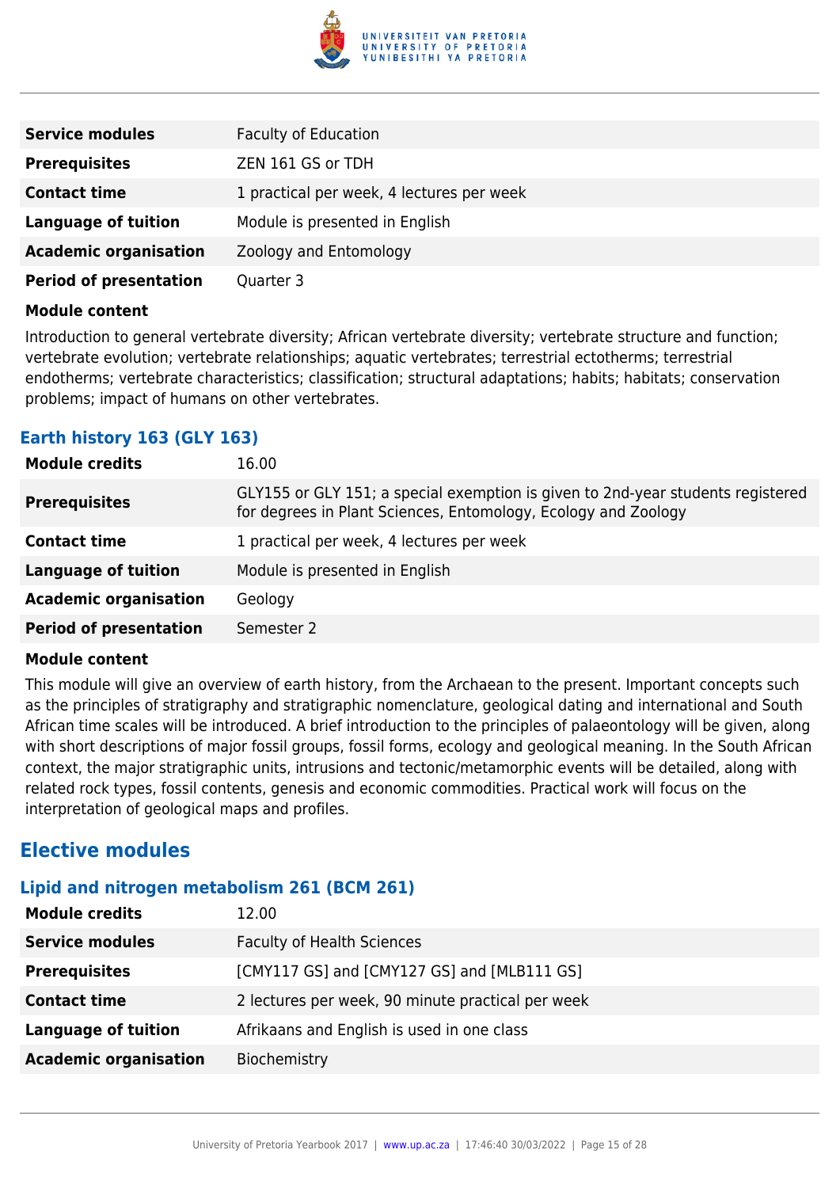| | |
|---|---|
| **Service modules** | Faculty of Education |
| **Prerequisites** | ZEN 161 GS or TDH |
| **Contact time** | 1 practical per week, 4 lectures per week |
| **Language of tuition** | Module is presented in English |
| **Academic organisation** | Zoology and Entomology |
| **Period of presentation** | Quarter 3 |

**Module content**

Introduction to general vertebrate diversity; African vertebrate diversity; vertebrate structure and function; vertebrate evolution; vertebrate relationships; aquatic vertebrates; terrestrial ectotherms; terrestrial endotherms; vertebrate characteristics; classification; structural adaptations; habits; habitats; conservation problems; impact of humans on other vertebrates.

### Earth history 163 (GLY 163)

| | |
|---|---|
| **Module credits** | 16.00 |
| **Prerequisites** | GLY155 or GLY 151; a special exemption is given to 2nd-year students registered for degrees in Plant Sciences, Entomology, Ecology and Zoology |
| **Contact time** | 1 practical per week, 4 lectures per week |
| **Language of tuition** | Module is presented in English |
| **Academic organisation** | Geology |
| **Period of presentation** | Semester 2 |

**Module content**

This module will give an overview of earth history, from the Archaean to the present. Important concepts such as the principles of stratigraphy and stratigraphic nomenclature, geological dating and international and South African time scales will be introduced. A brief introduction to the principles of palaeontology will be given, along with short descriptions of major fossil groups, fossil forms, ecology and geological meaning. In the South African context, the major stratigraphic units, intrusions and tectonic/metamorphic events will be detailed, along with related rock types, fossil contents, genesis and economic commodities. Practical work will focus on the interpretation of geological maps and profiles.

## Elective modules

### Lipid and nitrogen metabolism 261 (BCM 261)

| | |
|---|---|
| **Module credits** | 12.00 |
| **Service modules** | Faculty of Health Sciences |
| **Prerequisites** | [CMY117 GS] and [CMY127 GS] and [MLB111 GS] |
| **Contact time** | 2 lectures per week, 90 minute practical per week |
| **Language of tuition** | Afrikaans and English is used in one class |
| **Academic organisation** | Biochemistry |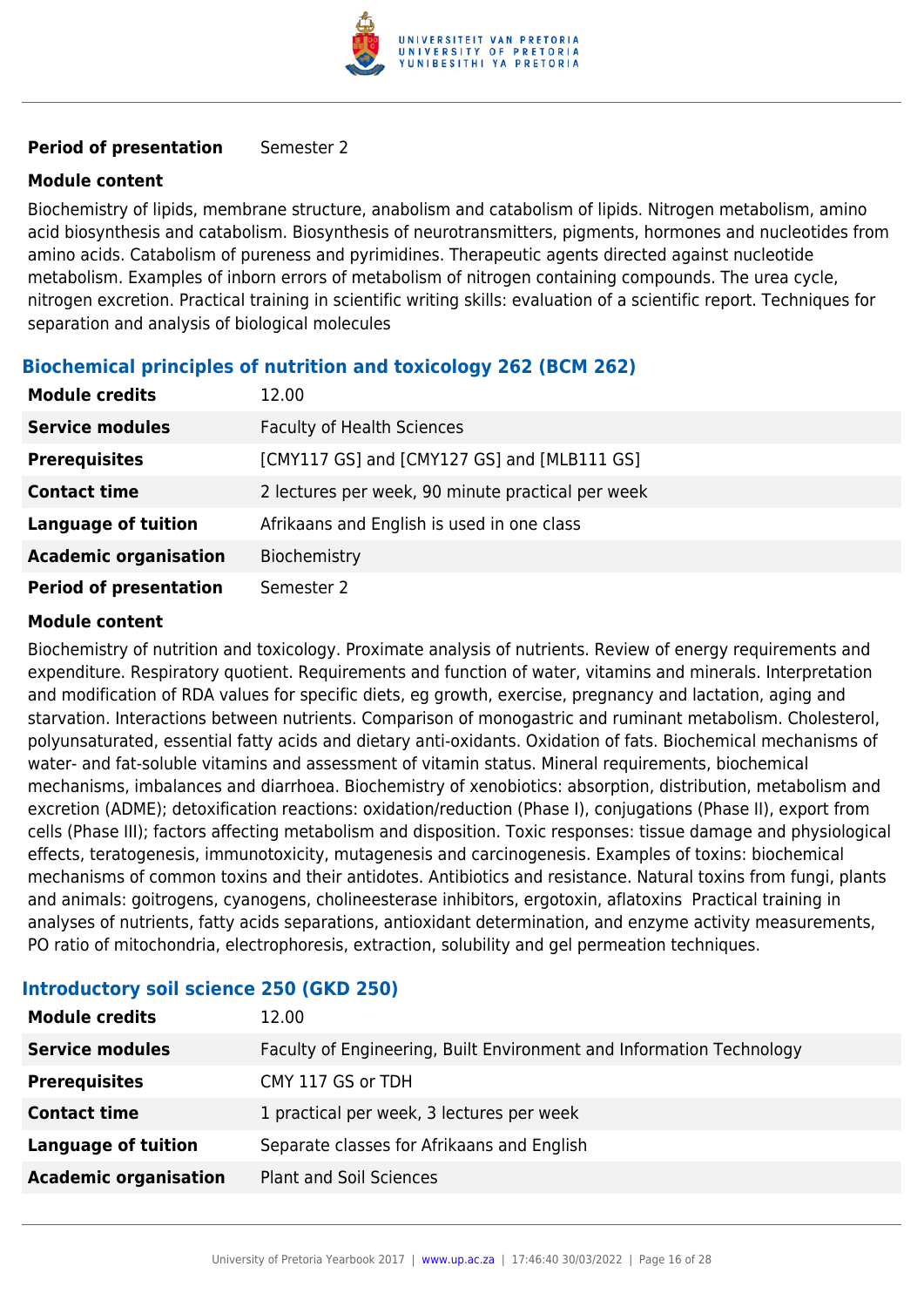| | |
|---|---|
| **Period of presentation** | Semester 2 |

**Module content**

Biochemistry of lipids, membrane structure, anabolism and catabolism of lipids. Nitrogen metabolism, amino acid biosynthesis and catabolism. Biosynthesis of neurotransmitters, pigments, hormones and nucleotides from amino acids. Catabolism of pureness and pyrimidines. Therapeutic agents directed against nucleotide metabolism. Examples of inborn errors of metabolism of nitrogen containing compounds. The urea cycle, nitrogen excretion. Practical training in scientific writing skills: evaluation of a scientific report. Techniques for separation and analysis of biological molecules

### Biochemical principles of nutrition and toxicology 262 (BCM 262)

| | |
|---|---|
| **Module credits** | 12.00 |
| **Service modules** | Faculty of Health Sciences |
| **Prerequisites** | [CMY117 GS] and [CMY127 GS] and [MLB111 GS] |
| **Contact time** | 2 lectures per week, 90 minute practical per week |
| **Language of tuition** | Afrikaans and English is used in one class |
| **Academic organisation** | Biochemistry |
| **Period of presentation** | Semester 2 |

**Module content**

Biochemistry of nutrition and toxicology. Proximate analysis of nutrients. Review of energy requirements and expenditure. Respiratory quotient. Requirements and function of water, vitamins and minerals. Interpretation and modification of RDA values for specific diets, eg growth, exercise, pregnancy and lactation, aging and starvation. Interactions between nutrients. Comparison of monogastric and ruminant metabolism. Cholesterol, polyunsaturated, essential fatty acids and dietary anti-oxidants. Oxidation of fats. Biochemical mechanisms of water- and fat-soluble vitamins and assessment of vitamin status. Mineral requirements, biochemical mechanisms, imbalances and diarrhoea. Biochemistry of xenobiotics: absorption, distribution, metabolism and excretion (ADME); detoxification reactions: oxidation/reduction (Phase I), conjugations (Phase II), export from cells (Phase III); factors affecting metabolism and disposition. Toxic responses: tissue damage and physiological effects, teratogenesis, immunotoxicity, mutagenesis and carcinogenesis. Examples of toxins: biochemical mechanisms of common toxins and their antidotes. Antibiotics and resistance. Natural toxins from fungi, plants and animals: goitrogens, cyanogens, cholineesterase inhibitors, ergotoxin, aflatoxins  Practical training in analyses of nutrients, fatty acids separations, antioxidant determination, and enzyme activity measurements, PO ratio of mitochondria, electrophoresis, extraction, solubility and gel permeation techniques.

### Introductory soil science 250 (GKD 250)

| | |
|---|---|
| **Module credits** | 12.00 |
| **Service modules** | Faculty of Engineering, Built Environment and Information Technology |
| **Prerequisites** | CMY 117 GS or TDH |
| **Contact time** | 1 practical per week, 3 lectures per week |
| **Language of tuition** | Separate classes for Afrikaans and English |
| **Academic organisation** | Plant and Soil Sciences |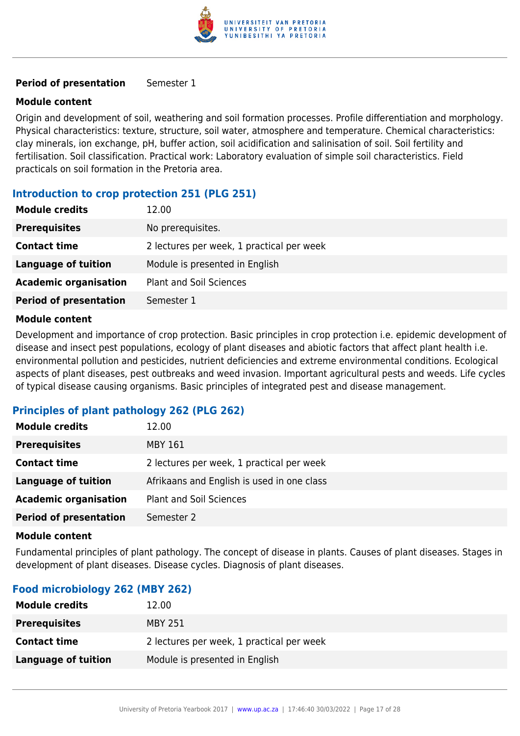| | |
|---|---|
| **Period of presentation** | Semester 1 |

**Module content**

Origin and development of soil, weathering and soil formation processes. Profile differentiation and morphology. Physical characteristics: texture, structure, soil water, atmosphere and temperature. Chemical characteristics: clay minerals, ion exchange, pH, buffer action, soil acidification and salinisation of soil. Soil fertility and fertilisation. Soil classification. Practical work: Laboratory evaluation of simple soil characteristics. Field practicals on soil formation in the Pretoria area.

### Introduction to crop protection 251 (PLG 251)

| | |
|---|---|
| **Module credits** | 12.00 |
| **Prerequisites** | No prerequisites. |
| **Contact time** | 2 lectures per week, 1 practical per week |
| **Language of tuition** | Module is presented in English |
| **Academic organisation** | Plant and Soil Sciences |
| **Period of presentation** | Semester 1 |

**Module content**

Development and importance of crop protection. Basic principles in crop protection i.e. epidemic development of disease and insect pest populations, ecology of plant diseases and abiotic factors that affect plant health i.e. environmental pollution and pesticides, nutrient deficiencies and extreme environmental conditions. Ecological aspects of plant diseases, pest outbreaks and weed invasion. Important agricultural pests and weeds. Life cycles of typical disease causing organisms. Basic principles of integrated pest and disease management.

### Principles of plant pathology 262 (PLG 262)

| | |
|---|---|
| **Module credits** | 12.00 |
| **Prerequisites** | MBY 161 |
| **Contact time** | 2 lectures per week, 1 practical per week |
| **Language of tuition** | Afrikaans and English is used in one class |
| **Academic organisation** | Plant and Soil Sciences |
| **Period of presentation** | Semester 2 |

**Module content**

Fundamental principles of plant pathology. The concept of disease in plants. Causes of plant diseases. Stages in development of plant diseases. Disease cycles. Diagnosis of plant diseases.

### Food microbiology 262 (MBY 262)

| | |
|---|---|
| **Module credits** | 12.00 |
| **Prerequisites** | MBY 251 |
| **Contact time** | 2 lectures per week, 1 practical per week |
| **Language of tuition** | Module is presented in English |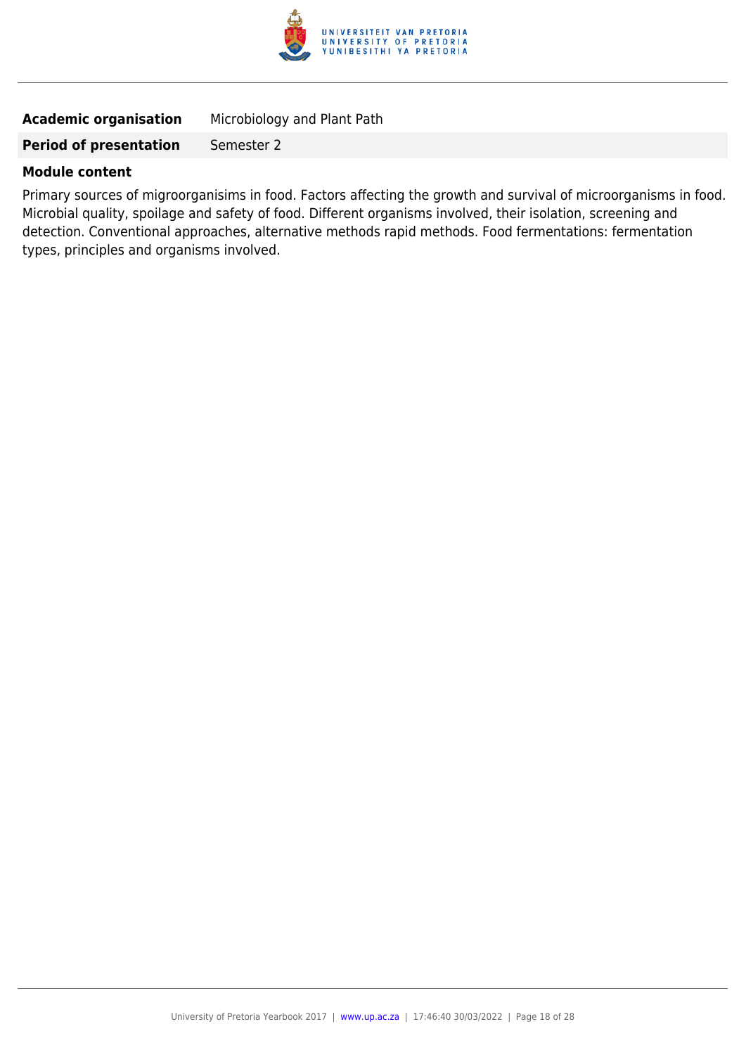| | |
|---|---|
| **Academic organisation** | Microbiology and Plant Path |
| **Period of presentation** | Semester 2 |

**Module content**

Primary sources of migroorganisims in food. Factors affecting the growth and survival of microorganisms in food. Microbial quality, spoilage and safety of food. Different organisms involved, their isolation, screening and detection. Conventional approaches, alternative methods rapid methods. Food fermentations: fermentation types, principles and organisms involved.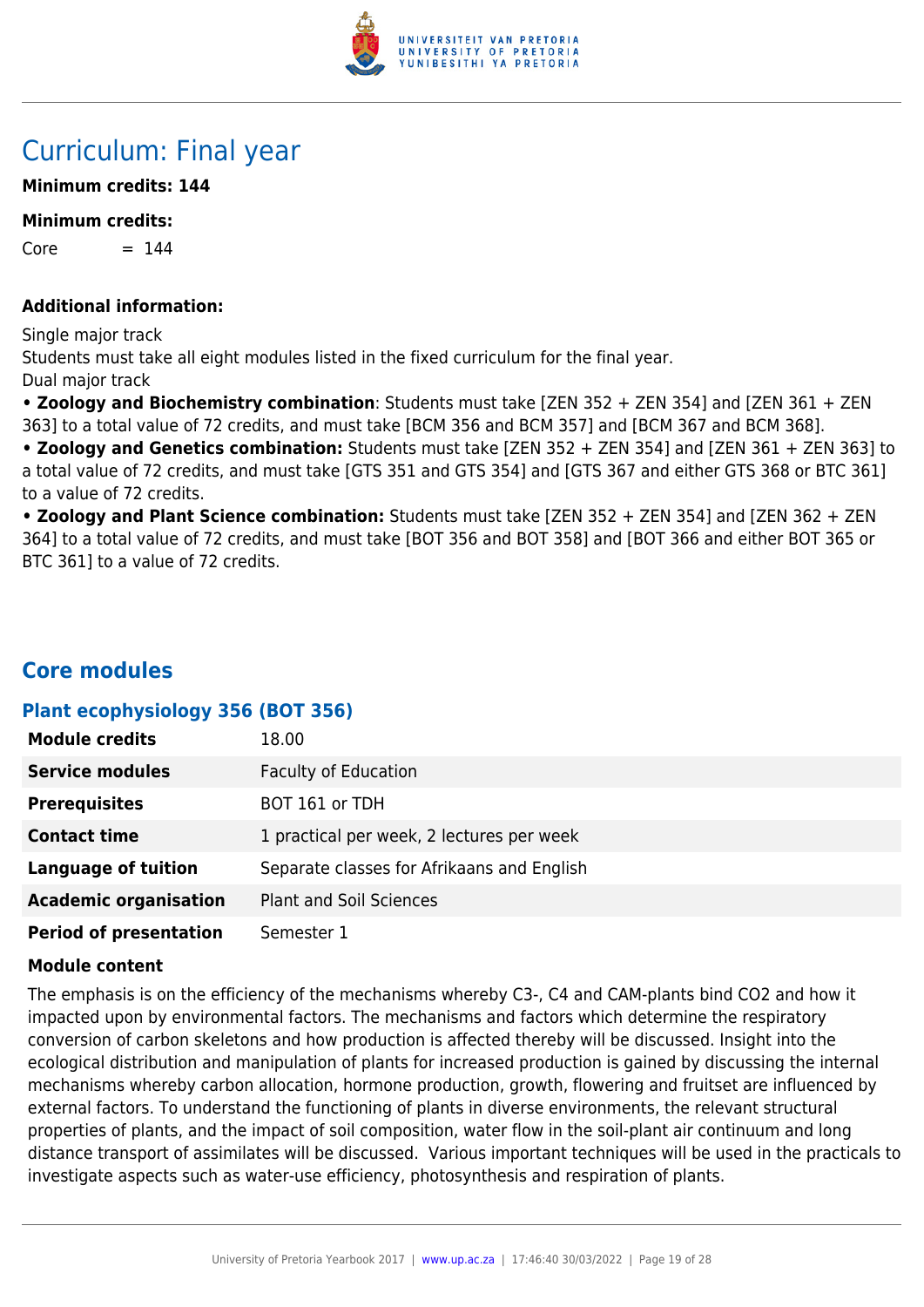# Curriculum: Final year

**Minimum credits: 144**

**Minimum credits:**

Core = 144

**Additional information:**

Single major track

Students must take all eight modules listed in the fixed curriculum for the final year.

Dual major track

- **Zoology and Biochemistry combination**: Students must take [ZEN 352 + ZEN 354] and [ZEN 361 + ZEN 363] to a total value of 72 credits, and must take [BCM 356 and BCM 357] and [BCM 367 and BCM 368].
- **Zoology and Genetics combination:** Students must take [ZEN 352 + ZEN 354] and [ZEN 361 + ZEN 363] to a total value of 72 credits, and must take [GTS 351 and GTS 354] and [GTS 367 and either GTS 368 or BTC 361] to a value of 72 credits.
- **Zoology and Plant Science combination:** Students must take [ZEN 352 + ZEN 354] and [ZEN 362 + ZEN 364] to a total value of 72 credits, and must take [BOT 356 and BOT 358] and [BOT 366 and either BOT 365 or BTC 361] to a value of 72 credits.

## Core modules

### Plant ecophysiology 356 (BOT 356)

| | |
|---|---|
| **Module credits** | 18.00 |
| **Service modules** | Faculty of Education |
| **Prerequisites** | BOT 161 or TDH |
| **Contact time** | 1 practical per week, 2 lectures per week |
| **Language of tuition** | Separate classes for Afrikaans and English |
| **Academic organisation** | Plant and Soil Sciences |
| **Period of presentation** | Semester 1 |

**Module content**

The emphasis is on the efficiency of the mechanisms whereby C3-, C4 and CAM-plants bind CO2 and how it impacted upon by environmental factors. The mechanisms and factors which determine the respiratory conversion of carbon skeletons and how production is affected thereby will be discussed. Insight into the ecological distribution and manipulation of plants for increased production is gained by discussing the internal mechanisms whereby carbon allocation, hormone production, growth, flowering and fruitset are influenced by external factors. To understand the functioning of plants in diverse environments, the relevant structural properties of plants, and the impact of soil composition, water flow in the soil-plant air continuum and long distance transport of assimilates will be discussed. Various important techniques will be used in the practicals to investigate aspects such as water-use efficiency, photosynthesis and respiration of plants.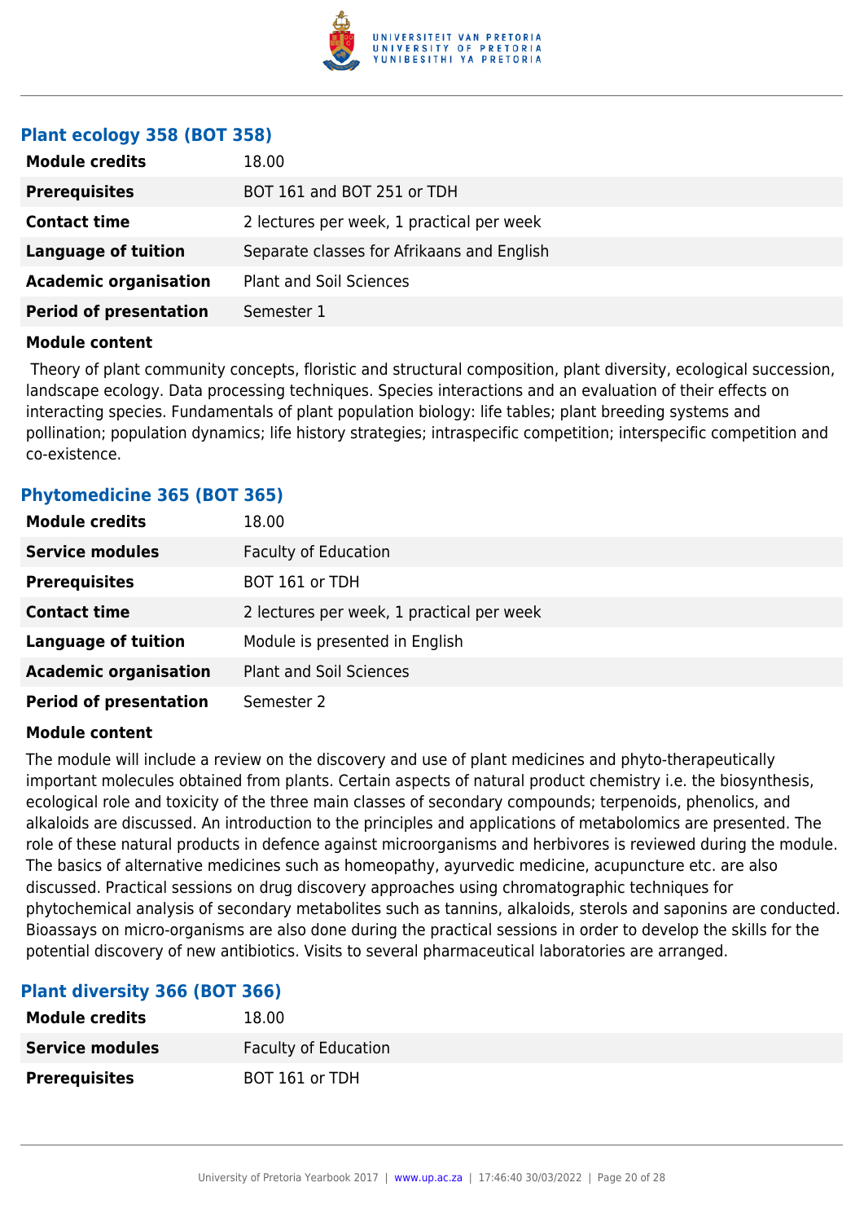### Plant ecology 358 (BOT 358)

| | |
|---|---|
| **Module credits** | 18.00 |
| **Prerequisites** | BOT 161 and BOT 251 or TDH |
| **Contact time** | 2 lectures per week, 1 practical per week |
| **Language of tuition** | Separate classes for Afrikaans and English |
| **Academic organisation** | Plant and Soil Sciences |
| **Period of presentation** | Semester 1 |

**Module content**

Theory of plant community concepts, floristic and structural composition, plant diversity, ecological succession, landscape ecology. Data processing techniques. Species interactions and an evaluation of their effects on interacting species. Fundamentals of plant population biology: life tables; plant breeding systems and pollination; population dynamics; life history strategies; intraspecific competition; interspecific competition and co-existence.

### Phytomedicine 365 (BOT 365)

| | |
|---|---|
| **Module credits** | 18.00 |
| **Service modules** | Faculty of Education |
| **Prerequisites** | BOT 161 or TDH |
| **Contact time** | 2 lectures per week, 1 practical per week |
| **Language of tuition** | Module is presented in English |
| **Academic organisation** | Plant and Soil Sciences |
| **Period of presentation** | Semester 2 |

**Module content**

The module will include a review on the discovery and use of plant medicines and phyto-therapeutically important molecules obtained from plants. Certain aspects of natural product chemistry i.e. the biosynthesis, ecological role and toxicity of the three main classes of secondary compounds; terpenoids, phenolics, and alkaloids are discussed. An introduction to the principles and applications of metabolomics are presented. The role of these natural products in defence against microorganisms and herbivores is reviewed during the module. The basics of alternative medicines such as homeopathy, ayurvedic medicine, acupuncture etc. are also discussed. Practical sessions on drug discovery approaches using chromatographic techniques for phytochemical analysis of secondary metabolites such as tannins, alkaloids, sterols and saponins are conducted. Bioassays on micro-organisms are also done during the practical sessions in order to develop the skills for the potential discovery of new antibiotics. Visits to several pharmaceutical laboratories are arranged.

### Plant diversity 366 (BOT 366)

| | |
|---|---|
| **Module credits** | 18.00 |
| **Service modules** | Faculty of Education |
| **Prerequisites** | BOT 161 or TDH |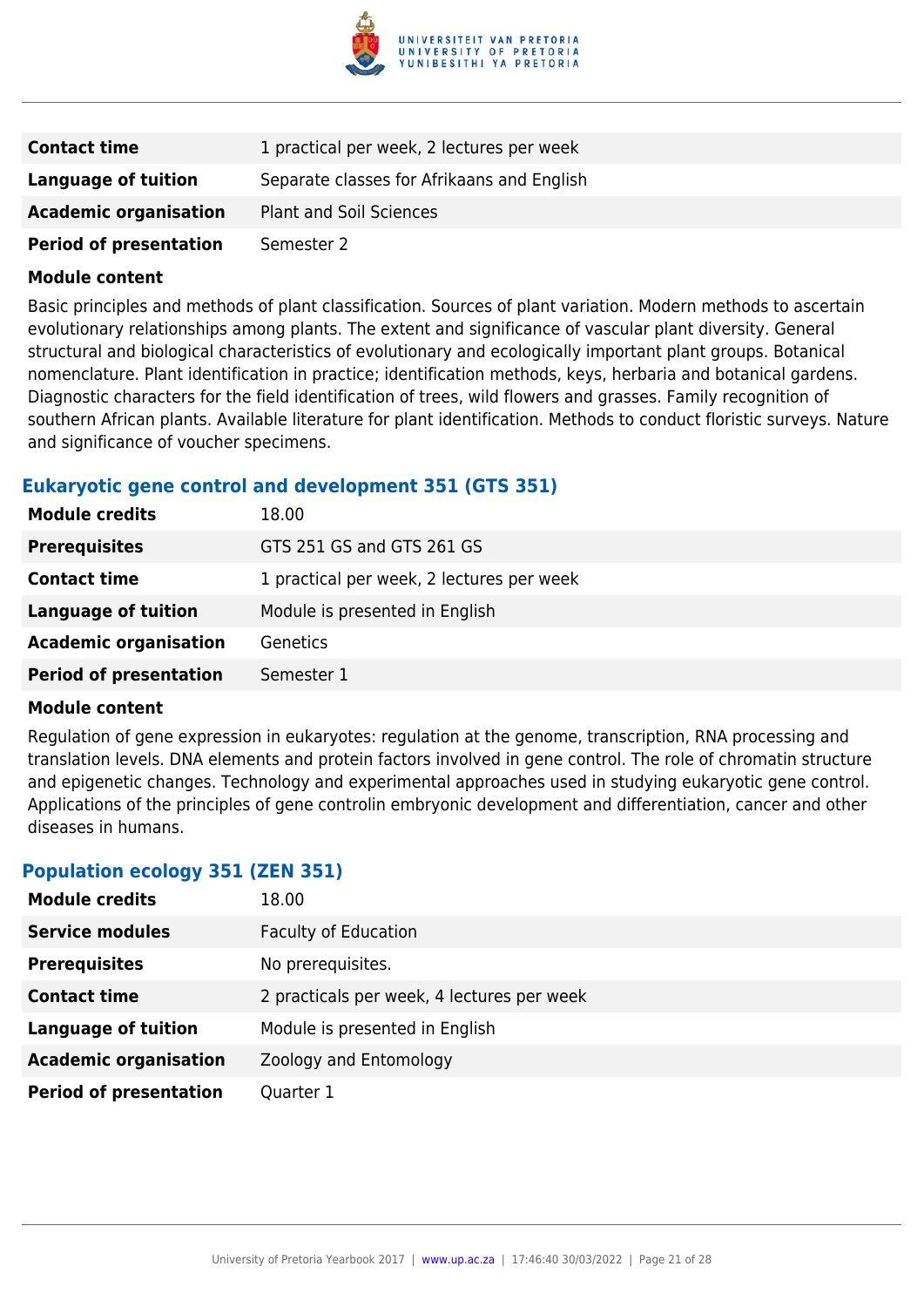| | |
|---|---|
| **Contact time** | 1 practical per week, 2 lectures per week |
| **Language of tuition** | Separate classes for Afrikaans and English |
| **Academic organisation** | Plant and Soil Sciences |
| **Period of presentation** | Semester 2 |

**Module content**

Basic principles and methods of plant classification. Sources of plant variation. Modern methods to ascertain evolutionary relationships among plants. The extent and significance of vascular plant diversity. General structural and biological characteristics of evolutionary and ecologically important plant groups. Botanical nomenclature. Plant identification in practice; identification methods, keys, herbaria and botanical gardens. Diagnostic characters for the field identification of trees, wild flowers and grasses. Family recognition of southern African plants. Available literature for plant identification. Methods to conduct floristic surveys. Nature and significance of voucher specimens.

### Eukaryotic gene control and development 351 (GTS 351)

| | |
|---|---|
| **Module credits** | 18.00 |
| **Prerequisites** | GTS 251 GS and GTS 261 GS |
| **Contact time** | 1 practical per week, 2 lectures per week |
| **Language of tuition** | Module is presented in English |
| **Academic organisation** | Genetics |
| **Period of presentation** | Semester 1 |

**Module content**

Regulation of gene expression in eukaryotes: regulation at the genome, transcription, RNA processing and translation levels. DNA elements and protein factors involved in gene control. The role of chromatin structure and epigenetic changes. Technology and experimental approaches used in studying eukaryotic gene control. Applications of the principles of gene controlin embryonic development and differentiation, cancer and other diseases in humans.

### Population ecology 351 (ZEN 351)

| | |
|---|---|
| **Module credits** | 18.00 |
| **Service modules** | Faculty of Education |
| **Prerequisites** | No prerequisites. |
| **Contact time** | 2 practicals per week, 4 lectures per week |
| **Language of tuition** | Module is presented in English |
| **Academic organisation** | Zoology and Entomology |
| **Period of presentation** | Quarter 1 |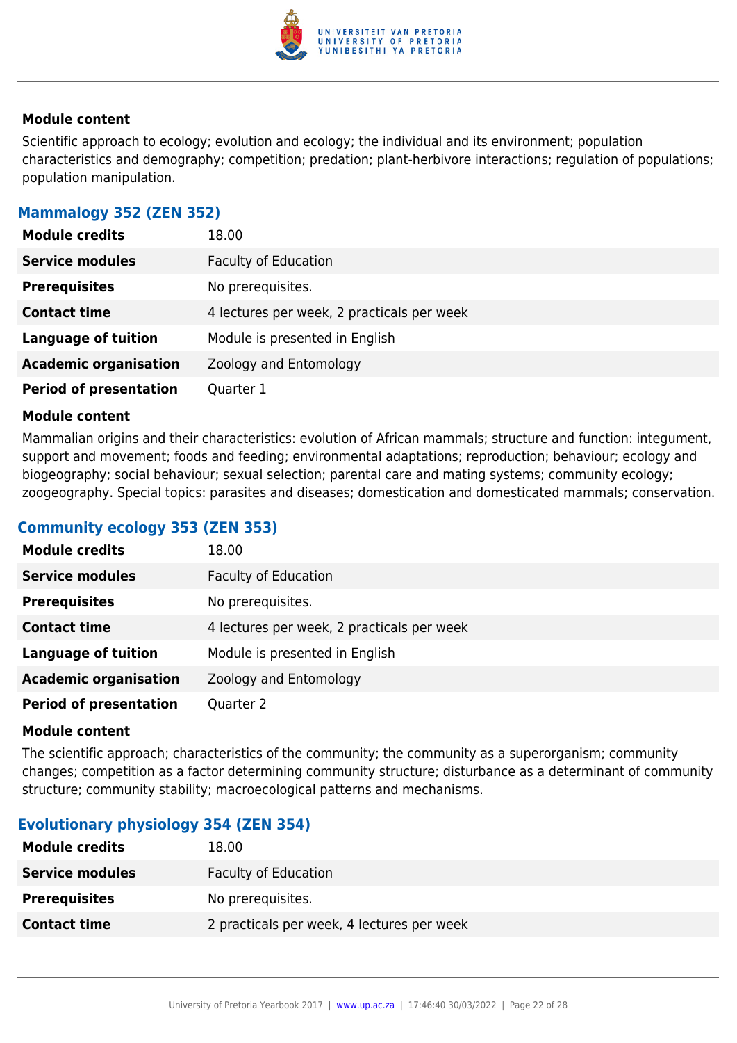### Module content

Scientific approach to ecology; evolution and ecology; the individual and its environment; population characteristics and demography; competition; predation; plant-herbivore interactions; regulation of populations; population manipulation.

## Mammalogy 352 (ZEN 352)

| | |
|---|---|
| **Module credits** | 18.00 |
| **Service modules** | Faculty of Education |
| **Prerequisites** | No prerequisites. |
| **Contact time** | 4 lectures per week, 2 practicals per week |
| **Language of tuition** | Module is presented in English |
| **Academic organisation** | Zoology and Entomology |
| **Period of presentation** | Quarter 1 |

### Module content

Mammalian origins and their characteristics: evolution of African mammals; structure and function: integument, support and movement; foods and feeding; environmental adaptations; reproduction; behaviour; ecology and biogeography; social behaviour; sexual selection; parental care and mating systems; community ecology; zoogeography. Special topics: parasites and diseases; domestication and domesticated mammals; conservation.

## Community ecology 353 (ZEN 353)

| | |
|---|---|
| **Module credits** | 18.00 |
| **Service modules** | Faculty of Education |
| **Prerequisites** | No prerequisites. |
| **Contact time** | 4 lectures per week, 2 practicals per week |
| **Language of tuition** | Module is presented in English |
| **Academic organisation** | Zoology and Entomology |
| **Period of presentation** | Quarter 2 |

### Module content

The scientific approach; characteristics of the community; the community as a superorganism; community changes; competition as a factor determining community structure; disturbance as a determinant of community structure; community stability; macroecological patterns and mechanisms.

## Evolutionary physiology 354 (ZEN 354)

| | |
|---|---|
| **Module credits** | 18.00 |
| **Service modules** | Faculty of Education |
| **Prerequisites** | No prerequisites. |
| **Contact time** | 2 practicals per week, 4 lectures per week |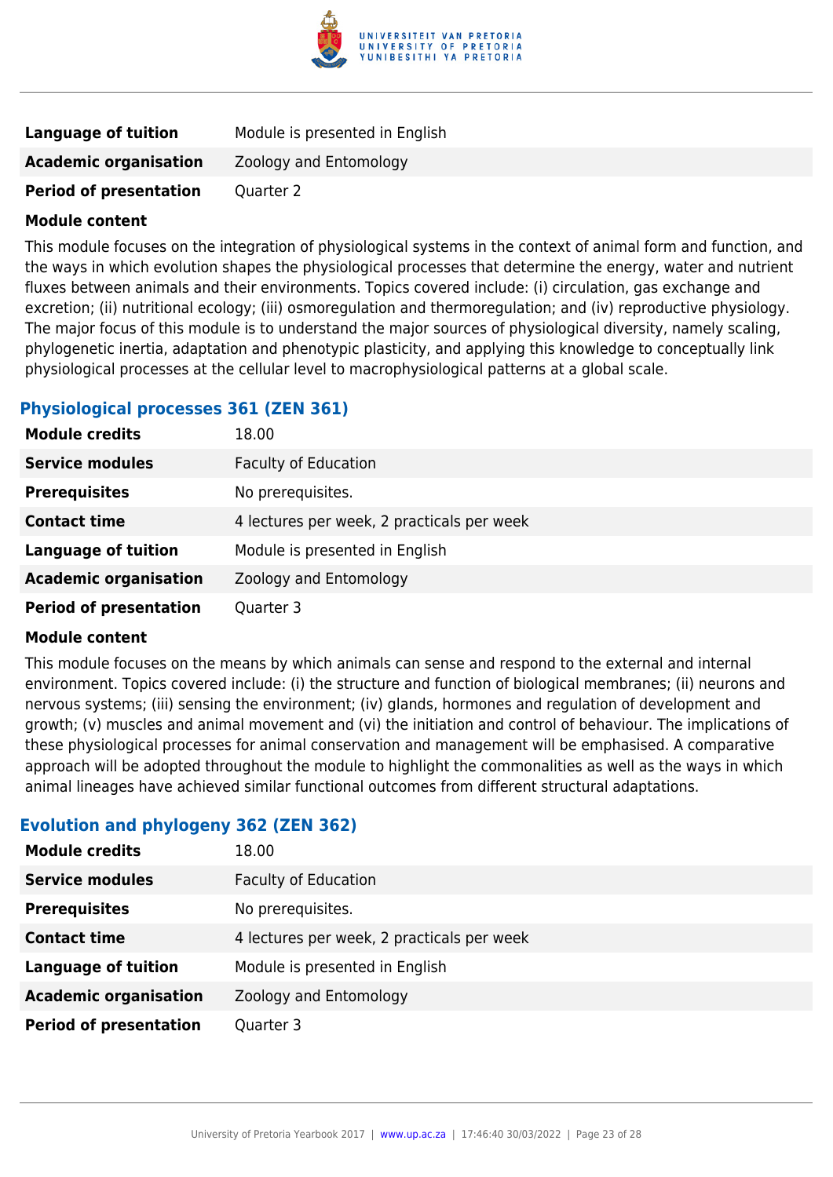| | |
|---|---|
| **Language of tuition** | Module is presented in English |
| **Academic organisation** | Zoology and Entomology |
| **Period of presentation** | Quarter 2 |

**Module content**

This module focuses on the integration of physiological systems in the context of animal form and function, and the ways in which evolution shapes the physiological processes that determine the energy, water and nutrient fluxes between animals and their environments. Topics covered include: (i) circulation, gas exchange and excretion; (ii) nutritional ecology; (iii) osmoregulation and thermoregulation; and (iv) reproductive physiology. The major focus of this module is to understand the major sources of physiological diversity, namely scaling, phylogenetic inertia, adaptation and phenotypic plasticity, and applying this knowledge to conceptually link physiological processes at the cellular level to macrophysiological patterns at a global scale.

## Physiological processes 361 (ZEN 361)

| | |
|---|---|
| **Module credits** | 18.00 |
| **Service modules** | Faculty of Education |
| **Prerequisites** | No prerequisites. |
| **Contact time** | 4 lectures per week, 2 practicals per week |
| **Language of tuition** | Module is presented in English |
| **Academic organisation** | Zoology and Entomology |
| **Period of presentation** | Quarter 3 |

**Module content**

This module focuses on the means by which animals can sense and respond to the external and internal environment. Topics covered include: (i) the structure and function of biological membranes; (ii) neurons and nervous systems; (iii) sensing the environment; (iv) glands, hormones and regulation of development and growth; (v) muscles and animal movement and (vi) the initiation and control of behaviour. The implications of these physiological processes for animal conservation and management will be emphasised. A comparative approach will be adopted throughout the module to highlight the commonalities as well as the ways in which animal lineages have achieved similar functional outcomes from different structural adaptations.

## Evolution and phylogeny 362 (ZEN 362)

| | |
|---|---|
| **Module credits** | 18.00 |
| **Service modules** | Faculty of Education |
| **Prerequisites** | No prerequisites. |
| **Contact time** | 4 lectures per week, 2 practicals per week |
| **Language of tuition** | Module is presented in English |
| **Academic organisation** | Zoology and Entomology |
| **Period of presentation** | Quarter 3 |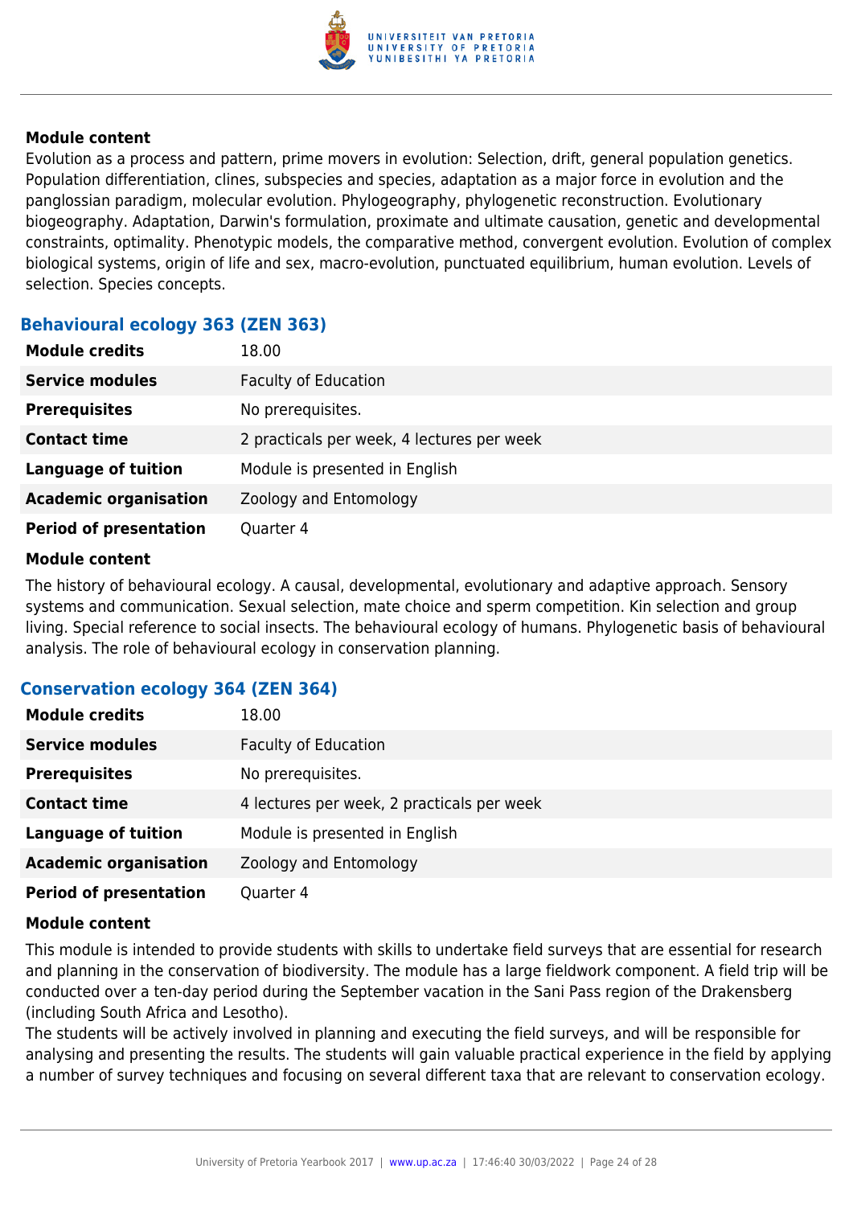#### Module content

Evolution as a process and pattern, prime movers in evolution: Selection, drift, general population genetics. Population differentiation, clines, subspecies and species, adaptation as a major force in evolution and the panglossian paradigm, molecular evolution. Phylogeography, phylogenetic reconstruction. Evolutionary biogeography. Adaptation, Darwin's formulation, proximate and ultimate causation, genetic and developmental constraints, optimality. Phenotypic models, the comparative method, convergent evolution. Evolution of complex biological systems, origin of life and sex, macro-evolution, punctuated equilibrium, human evolution. Levels of selection. Species concepts.

### Behavioural ecology 363 (ZEN 363)

| | |
|---|---|
| **Module credits** | 18.00 |
| **Service modules** | Faculty of Education |
| **Prerequisites** | No prerequisites. |
| **Contact time** | 2 practicals per week, 4 lectures per week |
| **Language of tuition** | Module is presented in English |
| **Academic organisation** | Zoology and Entomology |
| **Period of presentation** | Quarter 4 |

#### Module content

The history of behavioural ecology. A causal, developmental, evolutionary and adaptive approach. Sensory systems and communication. Sexual selection, mate choice and sperm competition. Kin selection and group living. Special reference to social insects. The behavioural ecology of humans. Phylogenetic basis of behavioural analysis. The role of behavioural ecology in conservation planning.

### Conservation ecology 364 (ZEN 364)

| | |
|---|---|
| **Module credits** | 18.00 |
| **Service modules** | Faculty of Education |
| **Prerequisites** | No prerequisites. |
| **Contact time** | 4 lectures per week, 2 practicals per week |
| **Language of tuition** | Module is presented in English |
| **Academic organisation** | Zoology and Entomology |
| **Period of presentation** | Quarter 4 |

#### Module content

This module is intended to provide students with skills to undertake field surveys that are essential for research and planning in the conservation of biodiversity. The module has a large fieldwork component. A field trip will be conducted over a ten-day period during the September vacation in the Sani Pass region of the Drakensberg (including South Africa and Lesotho).

The students will be actively involved in planning and executing the field surveys, and will be responsible for analysing and presenting the results. The students will gain valuable practical experience in the field by applying a number of survey techniques and focusing on several different taxa that are relevant to conservation ecology.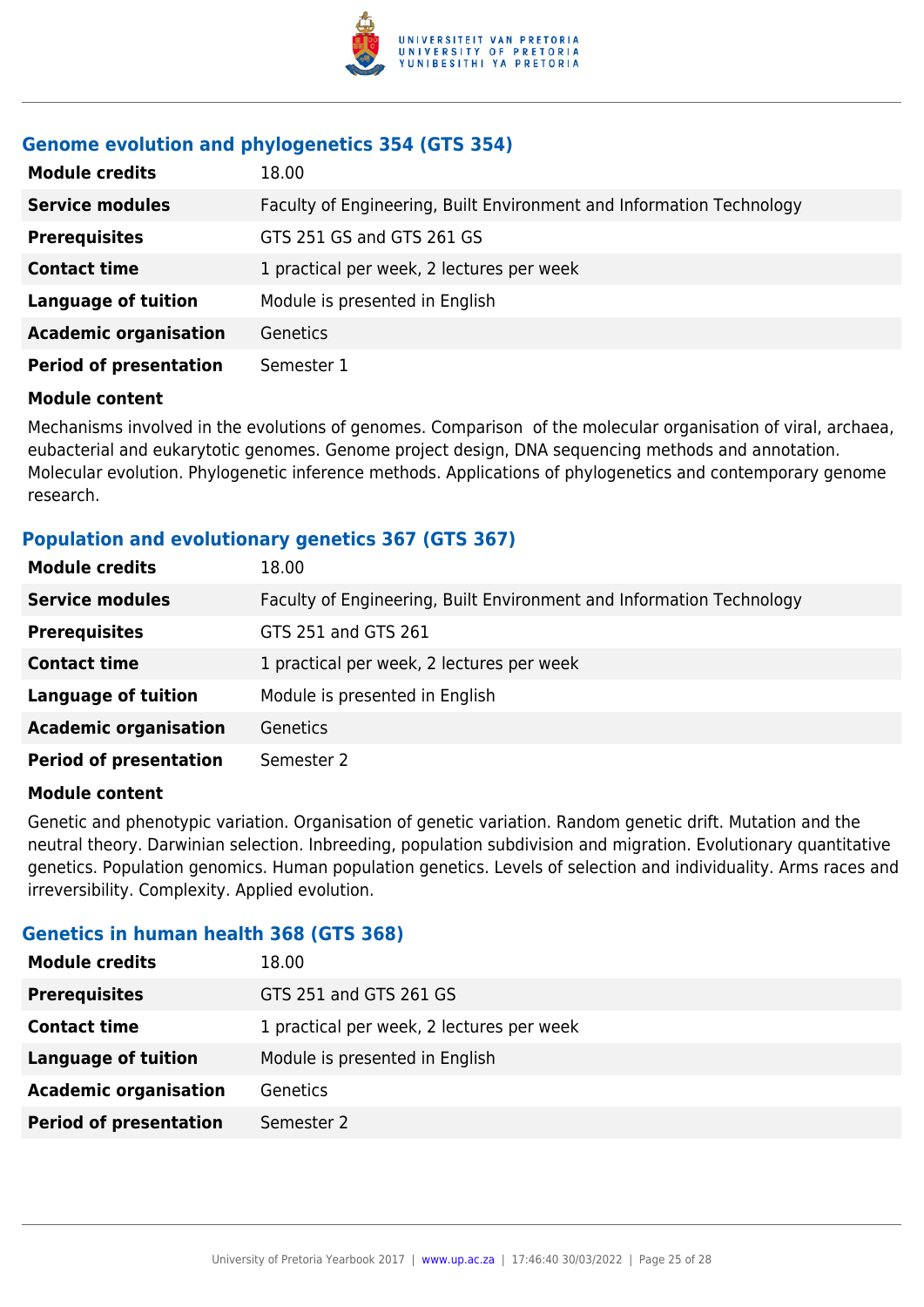### Genome evolution and phylogenetics 354 (GTS 354)

| | |
|---|---|
| **Module credits** | 18.00 |
| **Service modules** | Faculty of Engineering, Built Environment and Information Technology |
| **Prerequisites** | GTS 251 GS and GTS 261 GS |
| **Contact time** | 1 practical per week, 2 lectures per week |
| **Language of tuition** | Module is presented in English |
| **Academic organisation** | Genetics |
| **Period of presentation** | Semester 1 |

**Module content**

Mechanisms involved in the evolutions of genomes. Comparison of the molecular organisation of viral, archaea, eubacterial and eukarytotic genomes. Genome project design, DNA sequencing methods and annotation. Molecular evolution. Phylogenetic inference methods. Applications of phylogenetics and contemporary genome research.

### Population and evolutionary genetics 367 (GTS 367)

| | |
|---|---|
| **Module credits** | 18.00 |
| **Service modules** | Faculty of Engineering, Built Environment and Information Technology |
| **Prerequisites** | GTS 251 and GTS 261 |
| **Contact time** | 1 practical per week, 2 lectures per week |
| **Language of tuition** | Module is presented in English |
| **Academic organisation** | Genetics |
| **Period of presentation** | Semester 2 |

**Module content**

Genetic and phenotypic variation. Organisation of genetic variation. Random genetic drift. Mutation and the neutral theory. Darwinian selection. Inbreeding, population subdivision and migration. Evolutionary quantitative genetics. Population genomics. Human population genetics. Levels of selection and individuality. Arms races and irreversibility. Complexity. Applied evolution.

### Genetics in human health 368 (GTS 368)

| | |
|---|---|
| **Module credits** | 18.00 |
| **Prerequisites** | GTS 251 and GTS 261 GS |
| **Contact time** | 1 practical per week, 2 lectures per week |
| **Language of tuition** | Module is presented in English |
| **Academic organisation** | Genetics |
| **Period of presentation** | Semester 2 |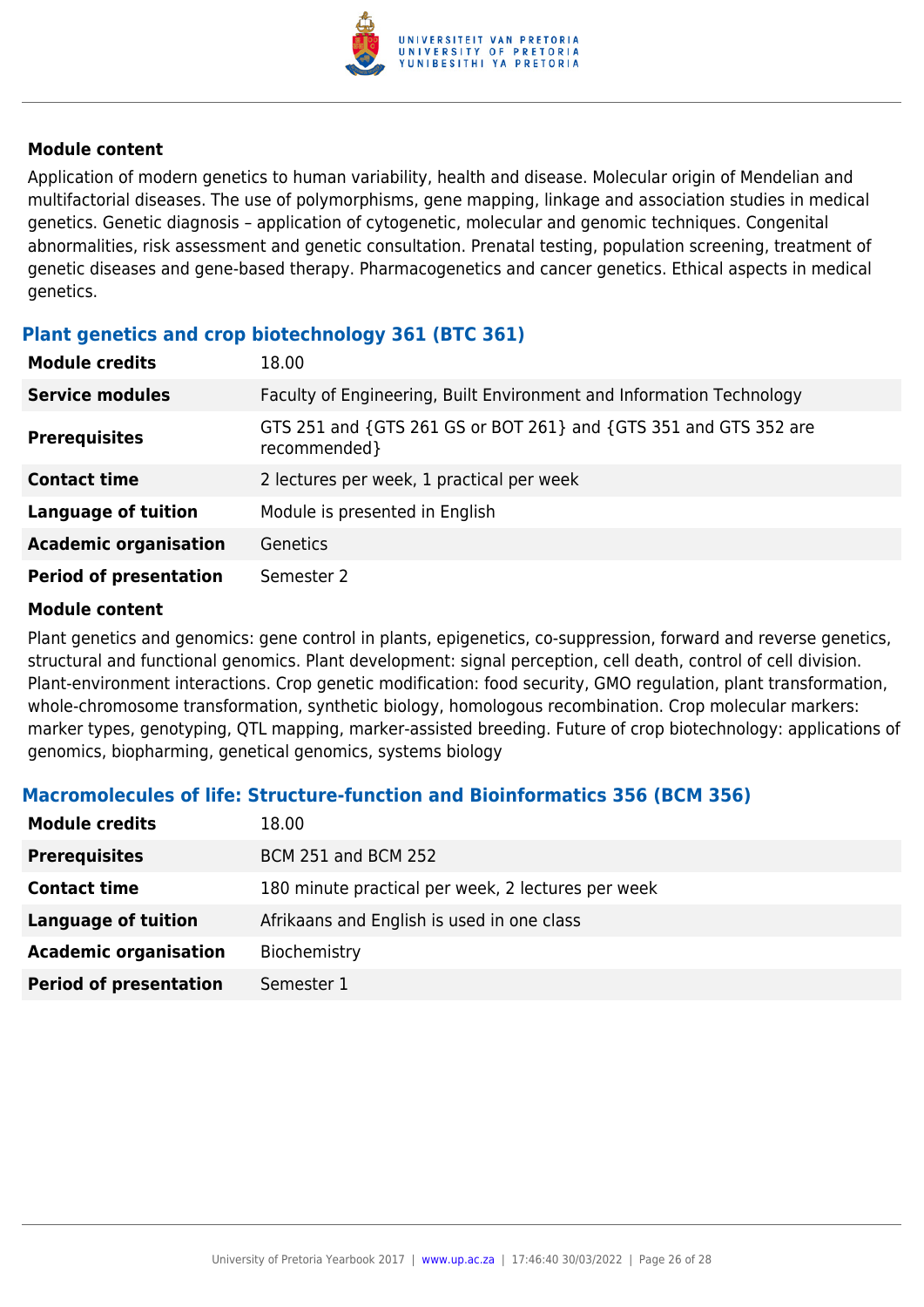#### Module content

Application of modern genetics to human variability, health and disease. Molecular origin of Mendelian and multifactorial diseases. The use of polymorphisms, gene mapping, linkage and association studies in medical genetics. Genetic diagnosis – application of cytogenetic, molecular and genomic techniques. Congenital abnormalities, risk assessment and genetic consultation. Prenatal testing, population screening, treatment of genetic diseases and gene-based therapy. Pharmacogenetics and cancer genetics. Ethical aspects in medical genetics.

### Plant genetics and crop biotechnology 361 (BTC 361)

| | |
|---|---|
| **Module credits** | 18.00 |
| **Service modules** | Faculty of Engineering, Built Environment and Information Technology |
| **Prerequisites** | GTS 251 and {GTS 261 GS or BOT 261} and {GTS 351 and GTS 352 are recommended} |
| **Contact time** | 2 lectures per week, 1 practical per week |
| **Language of tuition** | Module is presented in English |
| **Academic organisation** | Genetics |
| **Period of presentation** | Semester 2 |

#### Module content

Plant genetics and genomics: gene control in plants, epigenetics, co-suppression, forward and reverse genetics, structural and functional genomics. Plant development: signal perception, cell death, control of cell division. Plant-environment interactions. Crop genetic modification: food security, GMO regulation, plant transformation, whole-chromosome transformation, synthetic biology, homologous recombination. Crop molecular markers: marker types, genotyping, QTL mapping, marker-assisted breeding. Future of crop biotechnology: applications of genomics, biopharming, genetical genomics, systems biology

### Macromolecules of life: Structure-function and Bioinformatics 356 (BCM 356)

| | |
|---|---|
| **Module credits** | 18.00 |
| **Prerequisites** | BCM 251 and BCM 252 |
| **Contact time** | 180 minute practical per week, 2 lectures per week |
| **Language of tuition** | Afrikaans and English is used in one class |
| **Academic organisation** | Biochemistry |
| **Period of presentation** | Semester 1 |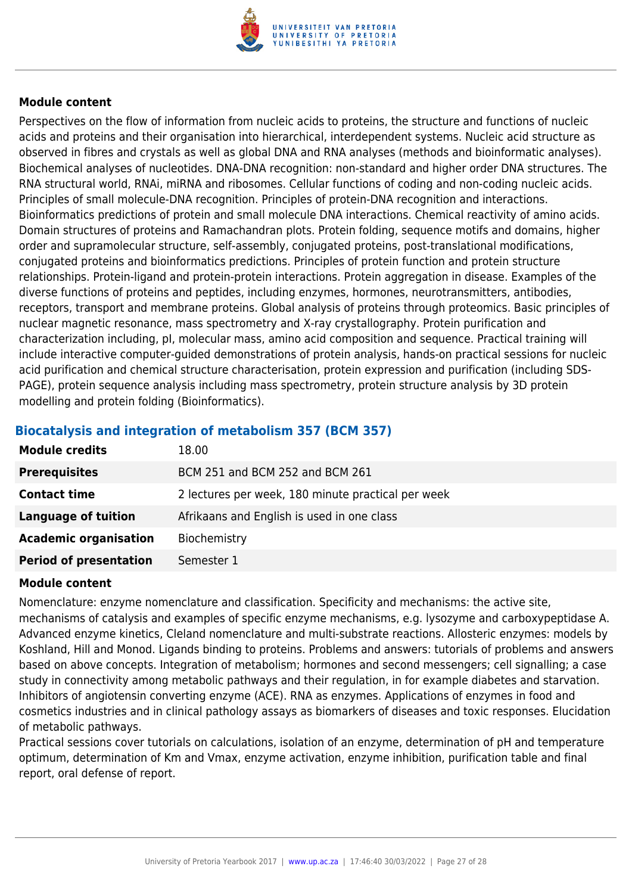**Module content**

Perspectives on the flow of information from nucleic acids to proteins, the structure and functions of nucleic acids and proteins and their organisation into hierarchical, interdependent systems. Nucleic acid structure as observed in fibres and crystals as well as global DNA and RNA analyses (methods and bioinformatic analyses). Biochemical analyses of nucleotides. DNA-DNA recognition: non-standard and higher order DNA structures. The RNA structural world, RNAi, miRNA and ribosomes. Cellular functions of coding and non-coding nucleic acids. Principles of small molecule-DNA recognition. Principles of protein-DNA recognition and interactions. Bioinformatics predictions of protein and small molecule DNA interactions. Chemical reactivity of amino acids. Domain structures of proteins and Ramachandran plots. Protein folding, sequence motifs and domains, higher order and supramolecular structure, self-assembly, conjugated proteins, post-translational modifications, conjugated proteins and bioinformatics predictions. Principles of protein function and protein structure relationships. Protein-ligand and protein-protein interactions. Protein aggregation in disease. Examples of the diverse functions of proteins and peptides, including enzymes, hormones, neurotransmitters, antibodies, receptors, transport and membrane proteins. Global analysis of proteins through proteomics. Basic principles of nuclear magnetic resonance, mass spectrometry and X-ray crystallography. Protein purification and characterization including, pI, molecular mass, amino acid composition and sequence. Practical training will include interactive computer-guided demonstrations of protein analysis, hands-on practical sessions for nucleic acid purification and chemical structure characterisation, protein expression and purification (including SDS-PAGE), protein sequence analysis including mass spectrometry, protein structure analysis by 3D protein modelling and protein folding (Bioinformatics).

## Biocatalysis and integration of metabolism 357 (BCM 357)

| | |
|---|---|
| **Module credits** | 18.00 |
| **Prerequisites** | BCM 251 and BCM 252 and BCM 261 |
| **Contact time** | 2 lectures per week, 180 minute practical per week |
| **Language of tuition** | Afrikaans and English is used in one class |
| **Academic organisation** | Biochemistry |
| **Period of presentation** | Semester 1 |

**Module content**

Nomenclature: enzyme nomenclature and classification. Specificity and mechanisms: the active site, mechanisms of catalysis and examples of specific enzyme mechanisms, e.g. lysozyme and carboxypeptidase A. Advanced enzyme kinetics, Cleland nomenclature and multi-substrate reactions. Allosteric enzymes: models by Koshland, Hill and Monod. Ligands binding to proteins. Problems and answers: tutorials of problems and answers based on above concepts. Integration of metabolism; hormones and second messengers; cell signalling; a case study in connectivity among metabolic pathways and their regulation, in for example diabetes and starvation. Inhibitors of angiotensin converting enzyme (ACE). RNA as enzymes. Applications of enzymes in food and cosmetics industries and in clinical pathology assays as biomarkers of diseases and toxic responses. Elucidation of metabolic pathways.
Practical sessions cover tutorials on calculations, isolation of an enzyme, determination of pH and temperature optimum, determination of Km and Vmax, enzyme activation, enzyme inhibition, purification table and final report, oral defense of report.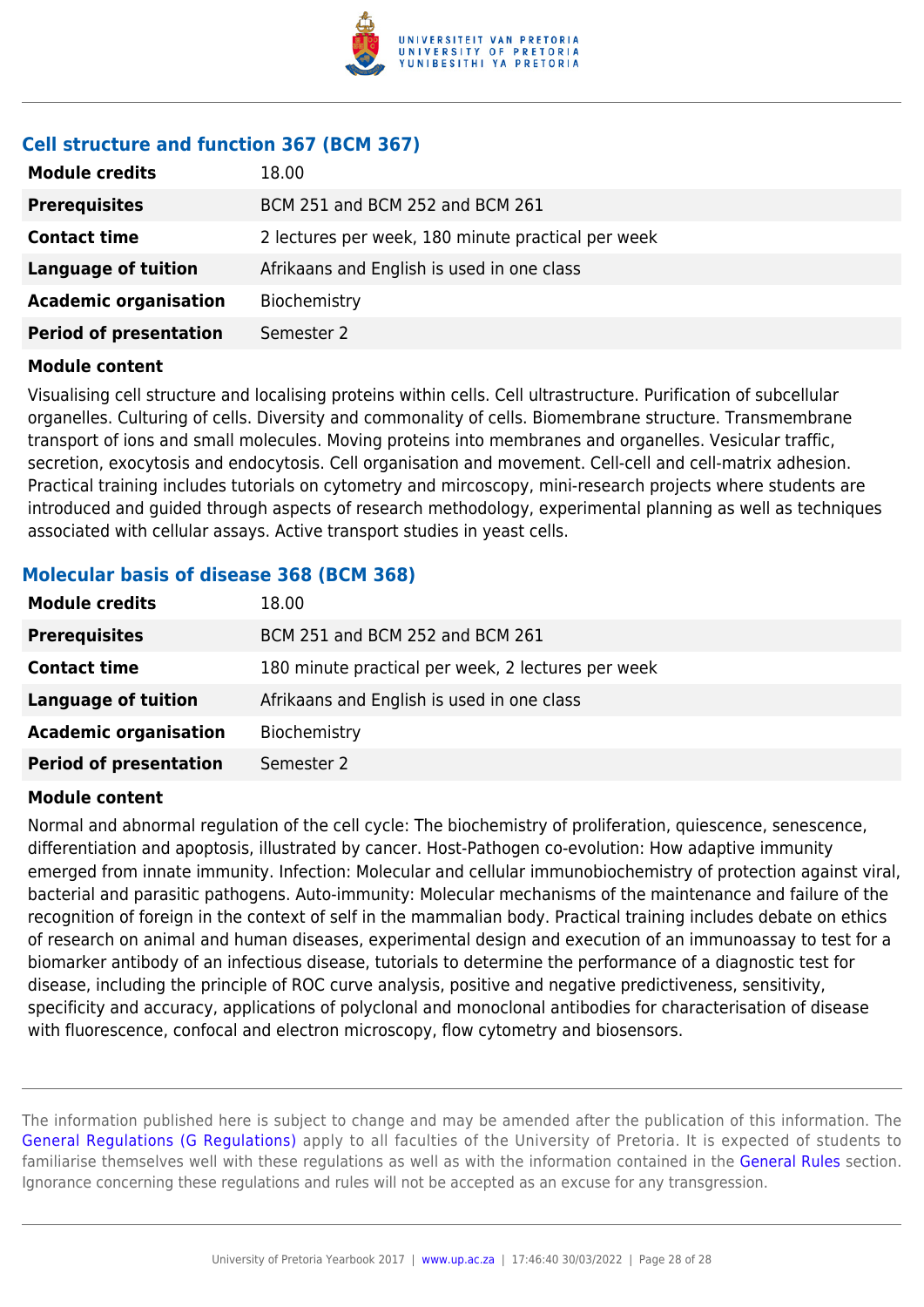### Cell structure and function 367 (BCM 367)

| | |
|---|---|
| **Module credits** | 18.00 |
| **Prerequisites** | BCM 251 and BCM 252 and BCM 261 |
| **Contact time** | 2 lectures per week, 180 minute practical per week |
| **Language of tuition** | Afrikaans and English is used in one class |
| **Academic organisation** | Biochemistry |
| **Period of presentation** | Semester 2 |

**Module content**

Visualising cell structure and localising proteins within cells. Cell ultrastructure. Purification of subcellular organelles. Culturing of cells. Diversity and commonality of cells. Biomembrane structure. Transmembrane transport of ions and small molecules. Moving proteins into membranes and organelles. Vesicular traffic, secretion, exocytosis and endocytosis. Cell organisation and movement. Cell-cell and cell-matrix adhesion. Practical training includes tutorials on cytometry and mircoscopy, mini-research projects where students are introduced and guided through aspects of research methodology, experimental planning as well as techniques associated with cellular assays. Active transport studies in yeast cells.

### Molecular basis of disease 368 (BCM 368)

| | |
|---|---|
| **Module credits** | 18.00 |
| **Prerequisites** | BCM 251 and BCM 252 and BCM 261 |
| **Contact time** | 180 minute practical per week, 2 lectures per week |
| **Language of tuition** | Afrikaans and English is used in one class |
| **Academic organisation** | Biochemistry |
| **Period of presentation** | Semester 2 |

**Module content**

Normal and abnormal regulation of the cell cycle: The biochemistry of proliferation, quiescence, senescence, differentiation and apoptosis, illustrated by cancer. Host-Pathogen co-evolution: How adaptive immunity emerged from innate immunity. Infection: Molecular and cellular immunobiochemistry of protection against viral, bacterial and parasitic pathogens. Auto-immunity: Molecular mechanisms of the maintenance and failure of the recognition of foreign in the context of self in the mammalian body. Practical training includes debate on ethics of research on animal and human diseases, experimental design and execution of an immunoassay to test for a biomarker antibody of an infectious disease, tutorials to determine the performance of a diagnostic test for disease, including the principle of ROC curve analysis, positive and negative predictiveness, sensitivity, specificity and accuracy, applications of polyclonal and monoclonal antibodies for characterisation of disease with fluorescence, confocal and electron microscopy, flow cytometry and biosensors.

The information published here is subject to change and may be amended after the publication of this information. The General Regulations (G Regulations) apply to all faculties of the University of Pretoria. It is expected of students to familiarise themselves well with these regulations as well as with the information contained in the General Rules section. Ignorance concerning these regulations and rules will not be accepted as an excuse for any transgression.